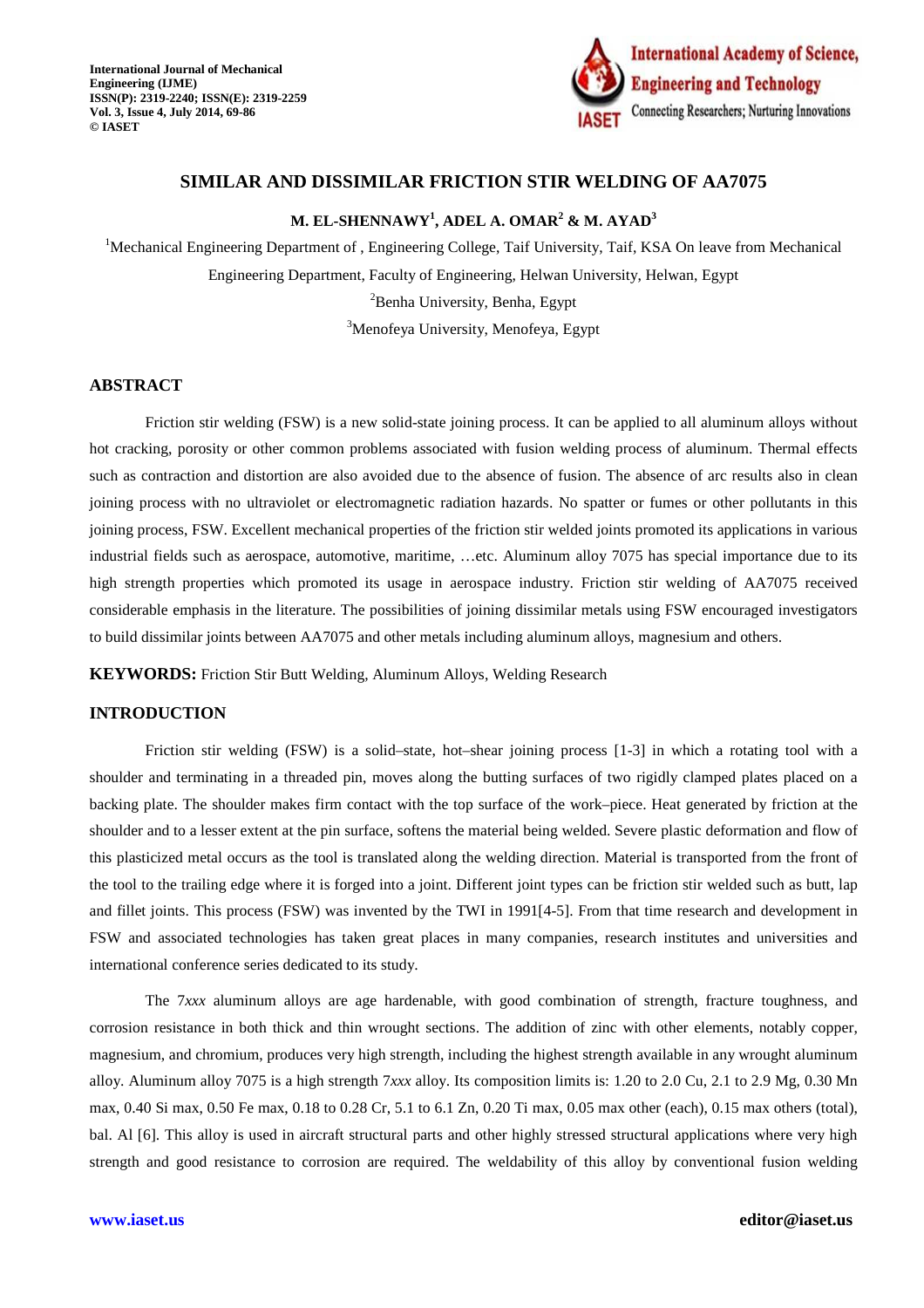# SIMILAR AND DISSIMILAR FRICTION STIR WELDING OF AA7075

**M. EL-SHENNAWY[1], ADEL A. OMAR[2] & M. AYAD[3]**

[1]Mechanical Engineering Department of , Engineering College, Taif University, Taif, KSA On leave from Mechanical Engineering Department, Faculty of Engineering, Helwan University, Helwan, Egypt

[2]Benha University, Benha, Egypt

[3]Menofeya University, Menofeya, Egypt

## ABSTRACT

Friction stir welding (FSW) is a new solid-state joining process. It can be applied to all aluminum alloys without hot cracking, porosity or other common problems associated with fusion welding process of aluminum. Thermal effects such as contraction and distortion are also avoided due to the absence of fusion. The absence of arc results also in clean joining process with no ultraviolet or electromagnetic radiation hazards. No spatter or fumes or other pollutants in this joining process, FSW. Excellent mechanical properties of the friction stir welded joints promoted its applications in various industrial fields such as aerospace, automotive, maritime, …etc. Aluminum alloy 7075 has special importance due to its high strength properties which promoted its usage in aerospace industry. Friction stir welding of AA7075 received considerable emphasis in the literature. The possibilities of joining dissimilar metals using FSW encouraged investigators to build dissimilar joints between AA7075 and other metals including aluminum alloys, magnesium and others.

**KEYWORDS:** Friction Stir Butt Welding, Aluminum Alloys, Welding Research

## INTRODUCTION

Friction stir welding (FSW) is a solid–state, hot–shear joining process [1-3] in which a rotating tool with a shoulder and terminating in a threaded pin, moves along the butting surfaces of two rigidly clamped plates placed on a backing plate. The shoulder makes firm contact with the top surface of the work–piece. Heat generated by friction at the shoulder and to a lesser extent at the pin surface, softens the material being welded. Severe plastic deformation and flow of this plasticized metal occurs as the tool is translated along the welding direction. Material is transported from the front of the tool to the trailing edge where it is forged into a joint. Different joint types can be friction stir welded such as butt, lap and fillet joints. This process (FSW) was invented by the TWI in 1991[4-5]. From that time research and development in FSW and associated technologies has taken great places in many companies, research institutes and universities and international conference series dedicated to its study.

The 7*xxx* aluminum alloys are age hardenable, with good combination of strength, fracture toughness, and corrosion resistance in both thick and thin wrought sections. The addition of zinc with other elements, notably copper, magnesium, and chromium, produces very high strength, including the highest strength available in any wrought aluminum alloy. Aluminum alloy 7075 is a high strength 7*xxx* alloy. Its composition limits is: 1.20 to 2.0 Cu, 2.1 to 2.9 Mg, 0.30 Mn max, 0.40 Si max, 0.50 Fe max, 0.18 to 0.28 Cr, 5.1 to 6.1 Zn, 0.20 Ti max, 0.05 max other (each), 0.15 max others (total), bal. Al [6]. This alloy is used in aircraft structural parts and other highly stressed structural applications where very high strength and good resistance to corrosion are required. The weldability of this alloy by conventional fusion welding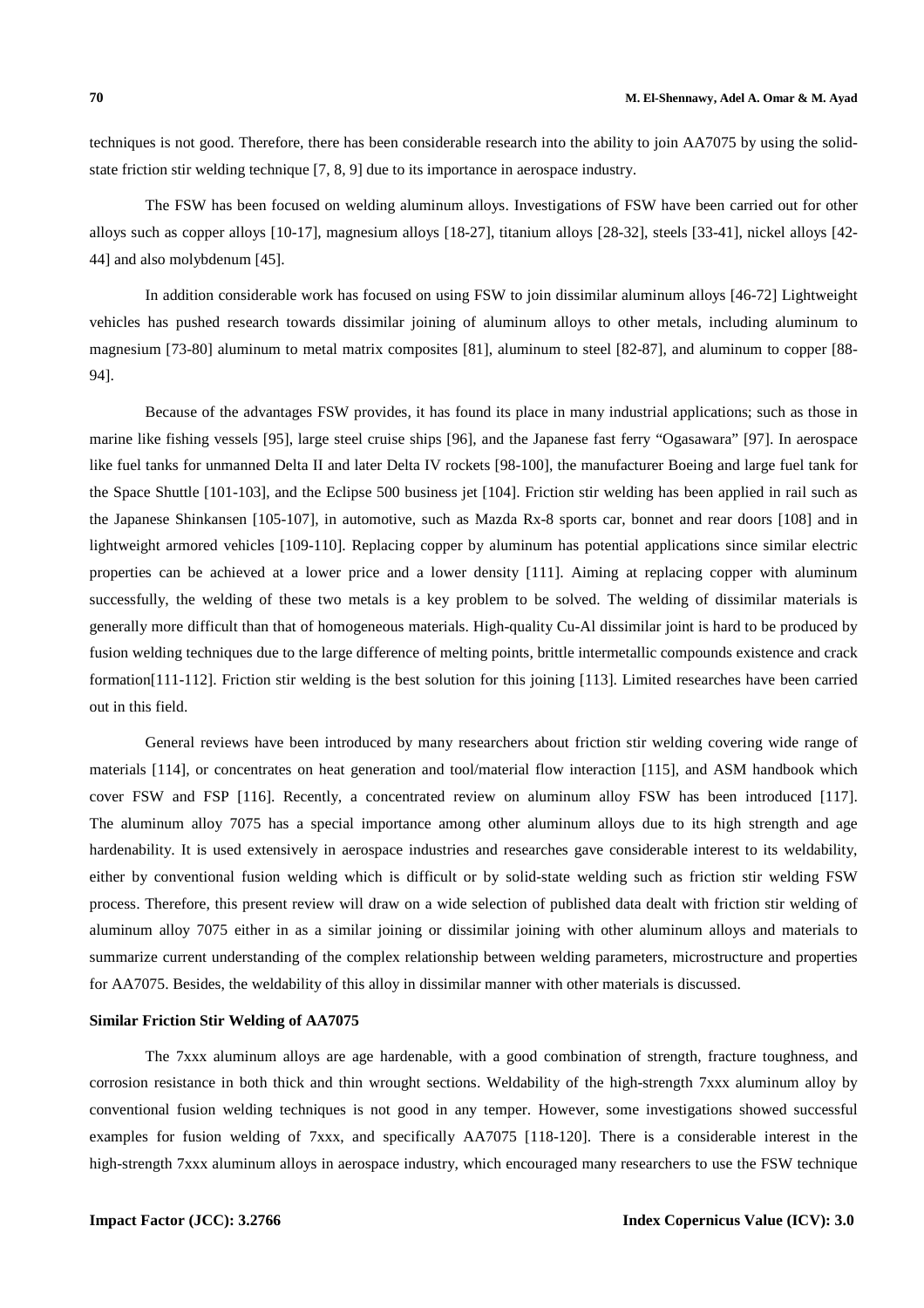techniques is not good. Therefore, there has been considerable research into the ability to join AA7075 by using the solid-state friction stir welding technique [7, 8, 9] due to its importance in aerospace industry.

The FSW has been focused on welding aluminum alloys. Investigations of FSW have been carried out for other alloys such as copper alloys [10-17], magnesium alloys [18-27], titanium alloys [28-32], steels [33-41], nickel alloys [42-44] and also molybdenum [45].

In addition considerable work has focused on using FSW to join dissimilar aluminum alloys [46-72] Lightweight vehicles has pushed research towards dissimilar joining of aluminum alloys to other metals, including aluminum to magnesium [73-80] aluminum to metal matrix composites [81], aluminum to steel [82-87], and aluminum to copper [88-94].

Because of the advantages FSW provides, it has found its place in many industrial applications; such as those in marine like fishing vessels [95], large steel cruise ships [96], and the Japanese fast ferry "Ogasawara" [97]. In aerospace like fuel tanks for unmanned Delta II and later Delta IV rockets [98-100], the manufacturer Boeing and large fuel tank for the Space Shuttle [101-103], and the Eclipse 500 business jet [104]. Friction stir welding has been applied in rail such as the Japanese Shinkansen [105-107], in automotive, such as Mazda Rx-8 sports car, bonnet and rear doors [108] and in lightweight armored vehicles [109-110]. Replacing copper by aluminum has potential applications since similar electric properties can be achieved at a lower price and a lower density [111]. Aiming at replacing copper with aluminum successfully, the welding of these two metals is a key problem to be solved. The welding of dissimilar materials is generally more difficult than that of homogeneous materials. High-quality Cu-Al dissimilar joint is hard to be produced by fusion welding techniques due to the large difference of melting points, brittle intermetallic compounds existence and crack formation[111-112]. Friction stir welding is the best solution for this joining [113]. Limited researches have been carried out in this field.

General reviews have been introduced by many researchers about friction stir welding covering wide range of materials [114], or concentrates on heat generation and tool/material flow interaction [115], and ASM handbook which cover FSW and FSP [116]. Recently, a concentrated review on aluminum alloy FSW has been introduced [117]. The aluminum alloy 7075 has a special importance among other aluminum alloys due to its high strength and age hardenability. It is used extensively in aerospace industries and researches gave considerable interest to its weldability, either by conventional fusion welding which is difficult or by solid-state welding such as friction stir welding FSW process. Therefore, this present review will draw on a wide selection of published data dealt with friction stir welding of aluminum alloy 7075 either in as a similar joining or dissimilar joining with other aluminum alloys and materials to summarize current understanding of the complex relationship between welding parameters, microstructure and properties for AA7075. Besides, the weldability of this alloy in dissimilar manner with other materials is discussed.

## Similar Friction Stir Welding of AA7075

The 7xxx aluminum alloys are age hardenable, with a good combination of strength, fracture toughness, and corrosion resistance in both thick and thin wrought sections. Weldability of the high-strength 7xxx aluminum alloy by conventional fusion welding techniques is not good in any temper. However, some investigations showed successful examples for fusion welding of 7xxx, and specifically AA7075 [118-120]. There is a considerable interest in the high-strength 7xxx aluminum alloys in aerospace industry, which encouraged many researchers to use the FSW technique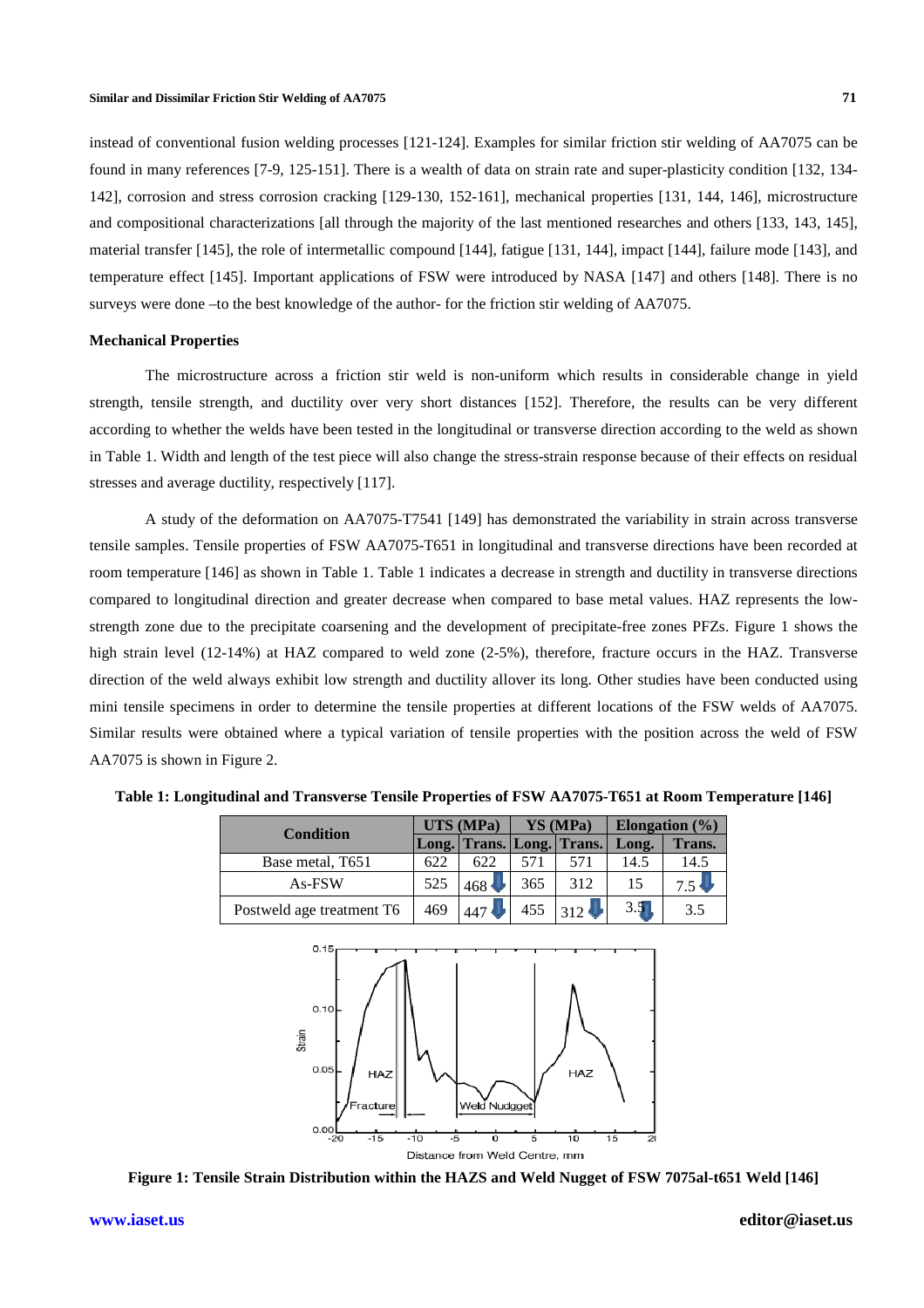instead of conventional fusion welding processes [121-124]. Examples for similar friction stir welding of AA7075 can be found in many references [7-9, 125-151]. There is a wealth of data on strain rate and super-plasticity condition [132, 134-142], corrosion and stress corrosion cracking [129-130, 152-161], mechanical properties [131, 144, 146], microstructure and compositional characterizations [all through the majority of the last mentioned researches and others [133, 143, 145], material transfer [145], the role of intermetallic compound [144], fatigue [131, 144], impact [144], failure mode [143], and temperature effect [145]. Important applications of FSW were introduced by NASA [147] and others [148]. There is no surveys were done –to the best knowledge of the author- for the friction stir welding of AA7075.

## Mechanical Properties

The microstructure across a friction stir weld is non-uniform which results in considerable change in yield strength, tensile strength, and ductility over very short distances [152]. Therefore, the results can be very different according to whether the welds have been tested in the longitudinal or transverse direction according to the weld as shown in Table 1. Width and length of the test piece will also change the stress-strain response because of their effects on residual stresses and average ductility, respectively [117].

A study of the deformation on AA7075-T7541 [149] has demonstrated the variability in strain across transverse tensile samples. Tensile properties of FSW AA7075-T651 in longitudinal and transverse directions have been recorded at room temperature [146] as shown in Table 1. Table 1 indicates a decrease in strength and ductility in transverse directions compared to longitudinal direction and greater decrease when compared to base metal values. HAZ represents the low-strength zone due to the precipitate coarsening and the development of precipitate-free zones PFZs. Figure 1 shows the high strain level (12-14%) at HAZ compared to weld zone (2-5%), therefore, fracture occurs in the HAZ. Transverse direction of the weld always exhibit low strength and ductility allover its long. Other studies have been conducted using mini tensile specimens in order to determine the tensile properties at different locations of the FSW welds of AA7075. Similar results were obtained where a typical variation of tensile properties with the position across the weld of FSW AA7075 is shown in Figure 2.

**Table 1: Longitudinal and Transverse Tensile Properties of FSW AA7075-T651 at Room Temperature [146]**

| Condition | UTS (MPa) | | YS (MPa) | | Elongation (%) | |
|---|---|---|---|---|---|---|
| | Long. | Trans. | Long. | Trans. | Long. | Trans. |
| Base metal, T651 | 622 | 622 | 571 | 571 | 14.5 | 14.5 |
| As-FSW | 525 | 468 | 365 | 312 | 15 | 7.5 |
| Postweld age treatment T6 | 469 | 447 | 455 | 312 | 3.5 | 3.5 |

**Figure 1: Tensile Strain Distribution within the HAZS and Weld Nugget of FSW 7075al-t651 Weld [146]**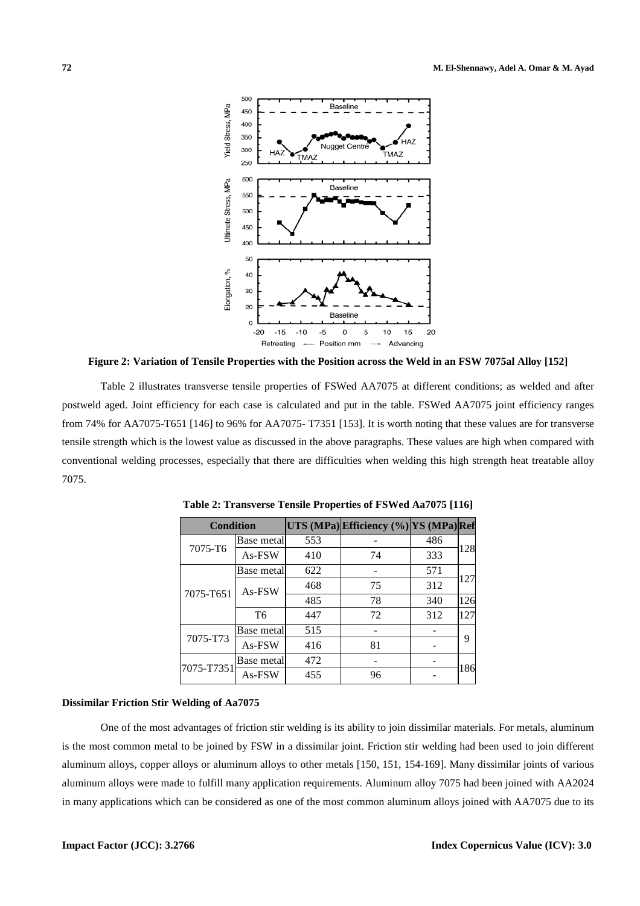**Figure 2: Variation of Tensile Properties with the Position across the Weld in an FSW 7075al Alloy [152]**

Table 2 illustrates transverse tensile properties of FSWed AA7075 at different conditions; as welded and after postweld aged. Joint efficiency for each case is calculated and put in the table. FSWed AA7075 joint efficiency ranges from 74% for AA7075-T651 [146] to 96% for AA7075- T7351 [153]. It is worth noting that these values are for transverse tensile strength which is the lowest value as discussed in the above paragraphs. These values are high when compared with conventional welding processes, especially that there are difficulties when welding this high strength heat treatable alloy 7075.

**Table 2: Transverse Tensile Properties of FSWed Aa7075 [116]**

| Condition | | UTS (MPa) | Efficiency (%) | YS (MPa) | Ref |
|---|---|---|---|---|---|
| 7075-T6 | Base metal | 553 | - | 486 | 128 |
| | As-FSW | 410 | 74 | 333 | |
| 7075-T651 | Base metal | 622 | - | 571 | 127 |
| | As-FSW | 468 | 75 | 312 | |
| | | 485 | 78 | 340 | 126 |
| | T6 | 447 | 72 | 312 | 127 |
| 7075-T73 | Base metal | 515 | - | - | 9 |
| | As-FSW | 416 | 81 | - | |
| 7075-T7351 | Base metal | 472 | - | - | 186 |
| | As-FSW | 455 | 96 | - | |

**Dissimilar Friction Stir Welding of Aa7075**

One of the most advantages of friction stir welding is its ability to join dissimilar materials. For metals, aluminum is the most common metal to be joined by FSW in a dissimilar joint. Friction stir welding had been used to join different aluminum alloys, copper alloys or aluminum alloys to other metals [150, 151, 154-169]. Many dissimilar joints of various aluminum alloys were made to fulfill many application requirements. Aluminum alloy 7075 had been joined with AA2024 in many applications which can be considered as one of the most common aluminum alloys joined with AA7075 due to its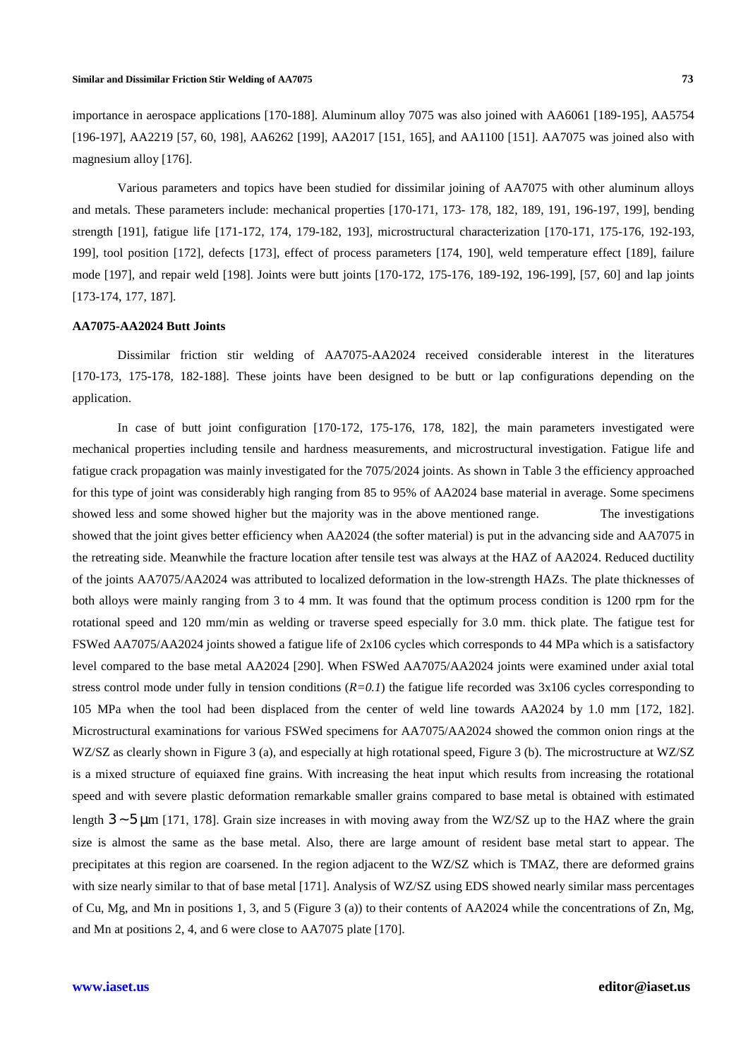importance in aerospace applications [170-188]. Aluminum alloy 7075 was also joined with AA6061 [189-195], AA5754 [196-197], AA2219 [57, 60, 198], AA6262 [199], AA2017 [151, 165], and AA1100 [151]. AA7075 was joined also with magnesium alloy [176].

Various parameters and topics have been studied for dissimilar joining of AA7075 with other aluminum alloys and metals. These parameters include: mechanical properties [170-171, 173- 178, 182, 189, 191, 196-197, 199], bending strength [191], fatigue life [171-172, 174, 179-182, 193], microstructural characterization [170-171, 175-176, 192-193, 199], tool position [172], defects [173], effect of process parameters [174, 190], weld temperature effect [189], failure mode [197], and repair weld [198]. Joints were butt joints [170-172, 175-176, 189-192, 196-199], [57, 60] and lap joints [173-174, 177, 187].

### AA7075-AA2024 Butt Joints

Dissimilar friction stir welding of AA7075-AA2024 received considerable interest in the literatures [170-173, 175-178, 182-188]. These joints have been designed to be butt or lap configurations depending on the application.

In case of butt joint configuration [170-172, 175-176, 178, 182], the main parameters investigated were mechanical properties including tensile and hardness measurements, and microstructural investigation. Fatigue life and fatigue crack propagation was mainly investigated for the 7075/2024 joints. As shown in Table 3 the efficiency approached for this type of joint was considerably high ranging from 85 to 95% of AA2024 base material in average. Some specimens showed less and some showed higher but the majority was in the above mentioned range. The investigations showed that the joint gives better efficiency when AA2024 (the softer material) is put in the advancing side and AA7075 in the retreating side. Meanwhile the fracture location after tensile test was always at the HAZ of AA2024. Reduced ductility of the joints AA7075/AA2024 was attributed to localized deformation in the low-strength HAZs. The plate thicknesses of both alloys were mainly ranging from 3 to 4 mm. It was found that the optimum process condition is 1200 rpm for the rotational speed and 120 mm/min as welding or traverse speed especially for 3.0 mm. thick plate. The fatigue test for FSWed AA7075/AA2024 joints showed a fatigue life of 2x106 cycles which corresponds to 44 MPa which is a satisfactory level compared to the base metal AA2024 [290]. When FSWed AA7075/AA2024 joints were examined under axial total stress control mode under fully in tension conditions (*R=0.1*) the fatigue life recorded was 3x106 cycles corresponding to 105 MPa when the tool had been displaced from the center of weld line towards AA2024 by 1.0 mm [172, 182]. Microstructural examinations for various FSWed specimens for AA7075/AA2024 showed the common onion rings at the WZ/SZ as clearly shown in Figure 3 (a), and especially at high rotational speed, Figure 3 (b). The microstructure at WZ/SZ is a mixed structure of equiaxed fine grains. With increasing the heat input which results from increasing the rotational speed and with severe plastic deformation remarkable smaller grains compared to base metal is obtained with estimated length $3 \sim 5\,\mu m$ [171, 178]. Grain size increases in with moving away from the WZ/SZ up to the HAZ where the grain size is almost the same as the base metal. Also, there are large amount of resident base metal start to appear. The precipitates at this region are coarsened. In the region adjacent to the WZ/SZ which is TMAZ, there are deformed grains with size nearly similar to that of base metal [171]. Analysis of WZ/SZ using EDS showed nearly similar mass percentages of Cu, Mg, and Mn in positions 1, 3, and 5 (Figure 3 (a)) to their contents of AA2024 while the concentrations of Zn, Mg, and Mn at positions 2, 4, and 6 were close to AA7075 plate [170].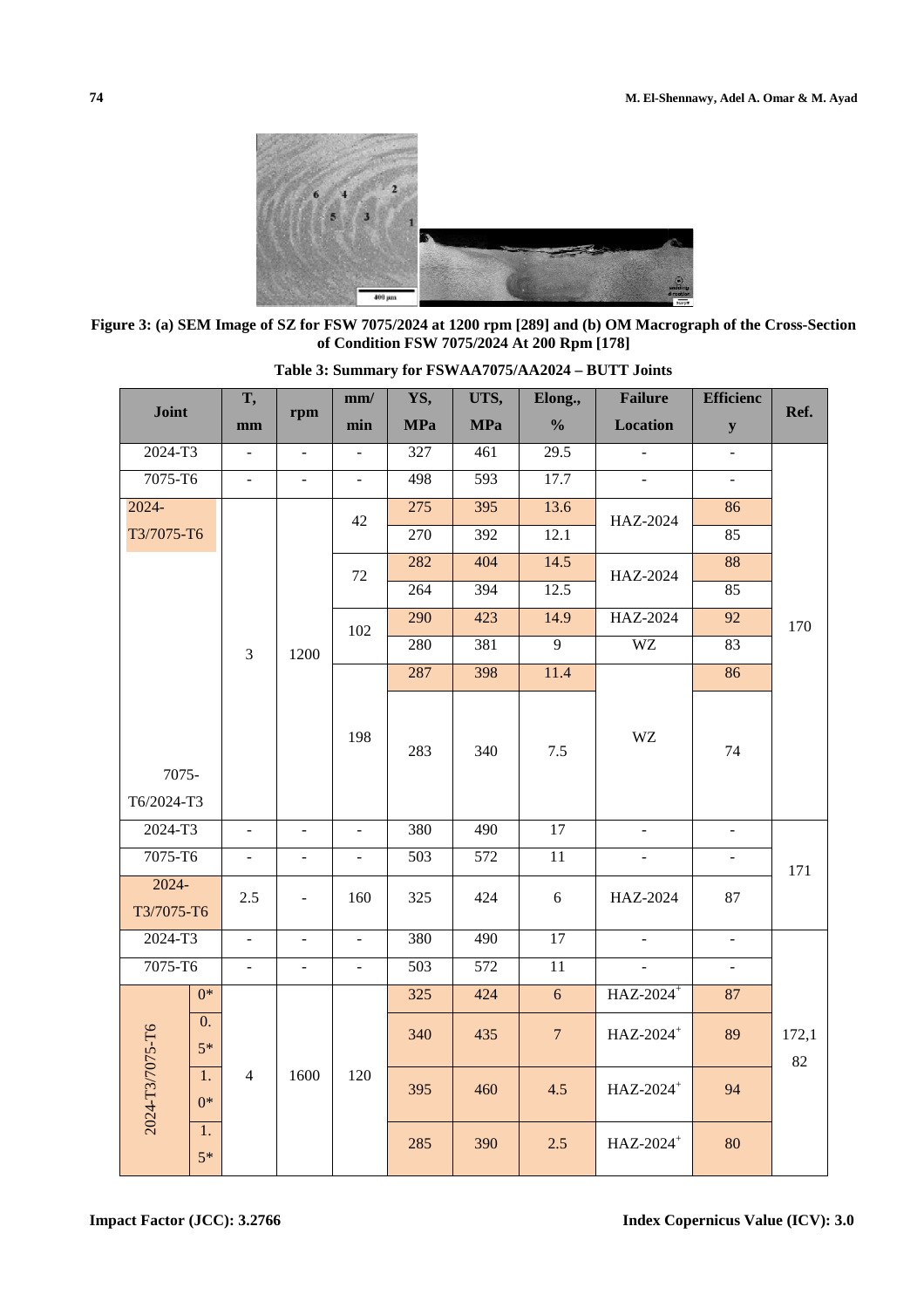**Figure 3: (a) SEM Image of SZ for FSW 7075/2024 at 1200 rpm [289] and (b) OM Macrograph of the Cross-Section of Condition FSW 7075/2024 At 200 Rpm [178]**

**Table 3: Summary for FSWAA7075/AA2024 – BUTT Joints**

| Joint | | T, mm | rpm | mm/min | YS, MPa | UTS, MPa | Elong., % | Failure Location | Efficiency | Ref. |
|---|---|---|---|---|---|---|---|---|---|---|
| 2024-T3 | | - | - | - | 327 | 461 | 29.5 | - | - | 170 |
| 7075-T6 | | - | - | - | 498 | 593 | 17.7 | - | - | |
| 2024-T3/7075-T6 | | 3 | 1200 | 42 | 275 | 395 | 13.6 | HAZ-2024 | 86 | |
| | | | | | 270 | 392 | 12.1 | | 85 | |
| | | | | 72 | 282 | 404 | 14.5 | HAZ-2024 | 88 | |
| | | | | | 264 | 394 | 12.5 | | 85 | |
| | | | | 102 | 290 | 423 | 14.9 | HAZ-2024 | 92 | |
| | | | | | 280 | 381 | 9 | WZ | 83 | |
| | | | | 198 | 287 | 398 | 11.4 | WZ | 86 | |
| 7075-T6/2024-T3 | | | | | 283 | 340 | 7.5 | | 74 | |
| 2024-T3 | | - | - | - | 380 | 490 | 17 | - | - | 171 |
| 7075-T6 | | - | - | - | 503 | 572 | 11 | - | - | |
| 2024-T3/7075-T6 | | 2.5 | - | 160 | 325 | 424 | 6 | HAZ-2024 | 87 | |
| 2024-T3 | | - | - | - | 380 | 490 | 17 | - | - | 172,182 |
| 7075-T6 | | - | - | - | 503 | 572 | 11 | - | - | |
| 2024-T3/7075-T6 | 0* | 4 | 1600 | 120 | 325 | 424 | 6 | HAZ-2024+ | 87 | |
| | 0.5* | | | | 340 | 435 | 7 | HAZ-2024+ | 89 | |
| | 1.0* | | | | 395 | 460 | 4.5 | HAZ-2024+ | 94 | |
| | 1.5* | | | | 285 | 390 | 2.5 | HAZ-2024+ | 80 | |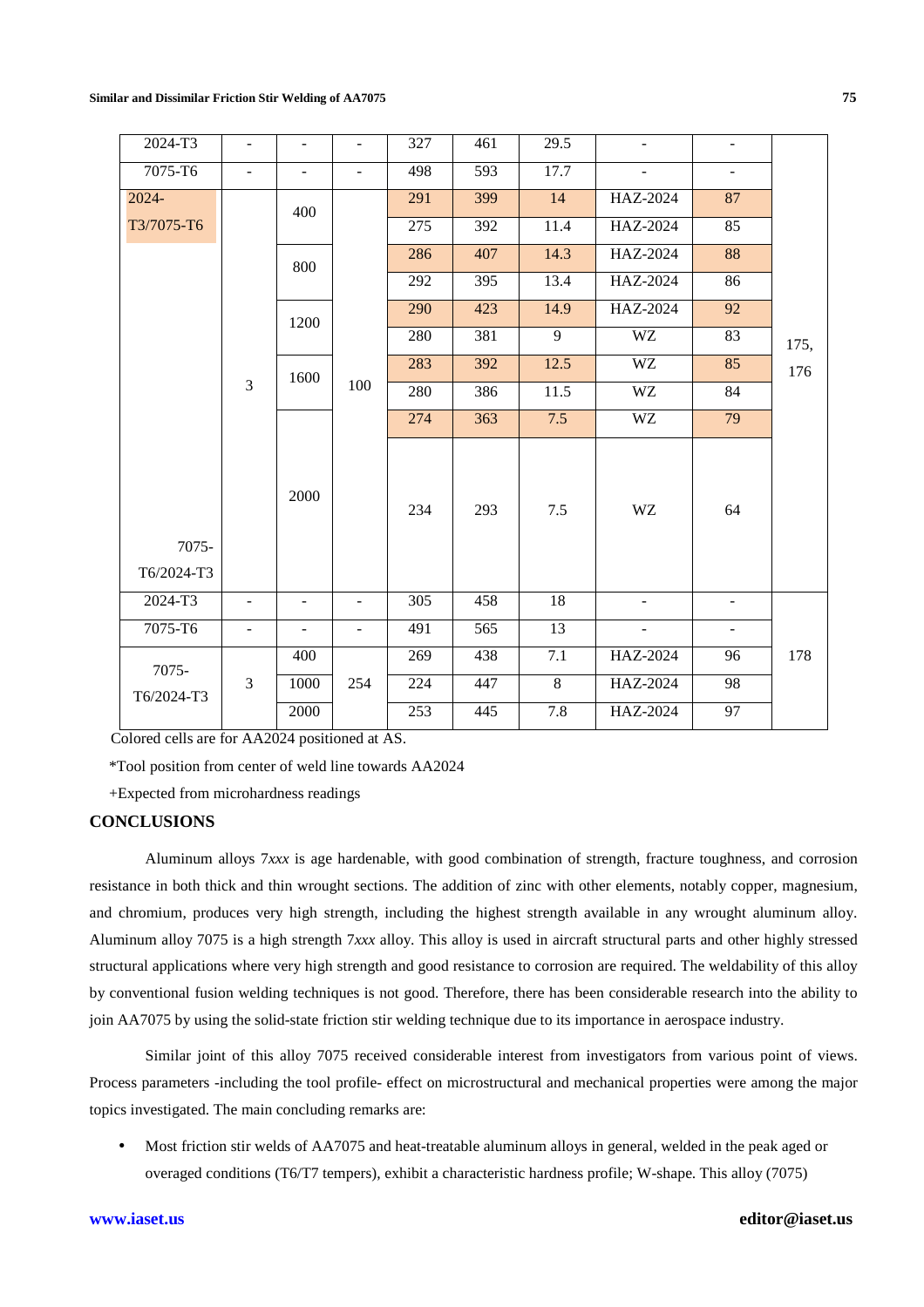| 2024-T3 | - | - | - | 327 | 461 | 29.5 | - | - | 175, 176 |
|---|---|---|---|---|---|---|---|---|---|
| 7075-T6 | - | - | - | 498 | 593 | 17.7 | - | - | |
| 2024-T3/7075-T6 | 3 | 400 | 100 | 291 | 399 | 14 | HAZ-2024 | 87 | |
| | | | | 275 | 392 | 11.4 | HAZ-2024 | 85 | |
| | | 800 | | 286 | 407 | 14.3 | HAZ-2024 | 88 | |
| | | | | 292 | 395 | 13.4 | HAZ-2024 | 86 | |
| | | 1200 | | 290 | 423 | 14.9 | HAZ-2024 | 92 | |
| | | | | 280 | 381 | 9 | WZ | 83 | |
| | | 1600 | | 283 | 392 | 12.5 | WZ | 85 | |
| | | | | 280 | 386 | 11.5 | WZ | 84 | |
| | | 2000 | | 274 | 363 | 7.5 | WZ | 79 | |
| 7075-T6/2024-T3 | | | | 234 | 293 | 7.5 | WZ | 64 | |
| 2024-T3 | - | - | - | 305 | 458 | 18 | - | - | 178 |
| 7075-T6 | - | - | - | 491 | 565 | 13 | - | - | |
| 7075-T6/2024-T3 | 3 | 400 | 254 | 269 | 438 | 7.1 | HAZ-2024 | 96 | |
| | | 1000 | | 224 | 447 | 8 | HAZ-2024 | 98 | |
| | | 2000 | | 253 | 445 | 7.8 | HAZ-2024 | 97 | |

Colored cells are for AA2024 positioned at AS.

*Tool position from center of weld line towards AA2024

+Expected from microhardness readings

## CONCLUSIONS

Aluminum alloys 7*xxx* is age hardenable, with good combination of strength, fracture toughness, and corrosion resistance in both thick and thin wrought sections. The addition of zinc with other elements, notably copper, magnesium, and chromium, produces very high strength, including the highest strength available in any wrought aluminum alloy. Aluminum alloy 7075 is a high strength 7*xxx* alloy. This alloy is used in aircraft structural parts and other highly stressed structural applications where very high strength and good resistance to corrosion are required. The weldability of this alloy by conventional fusion welding techniques is not good. Therefore, there has been considerable research into the ability to join AA7075 by using the solid-state friction stir welding technique due to its importance in aerospace industry.

Similar joint of this alloy 7075 received considerable interest from investigators from various point of views. Process parameters -including the tool profile- effect on microstructural and mechanical properties were among the major topics investigated. The main concluding remarks are:

- Most friction stir welds of AA7075 and heat-treatable aluminum alloys in general, welded in the peak aged or overaged conditions (T6/T7 tempers), exhibit a characteristic hardness profile; W-shape. This alloy (7075)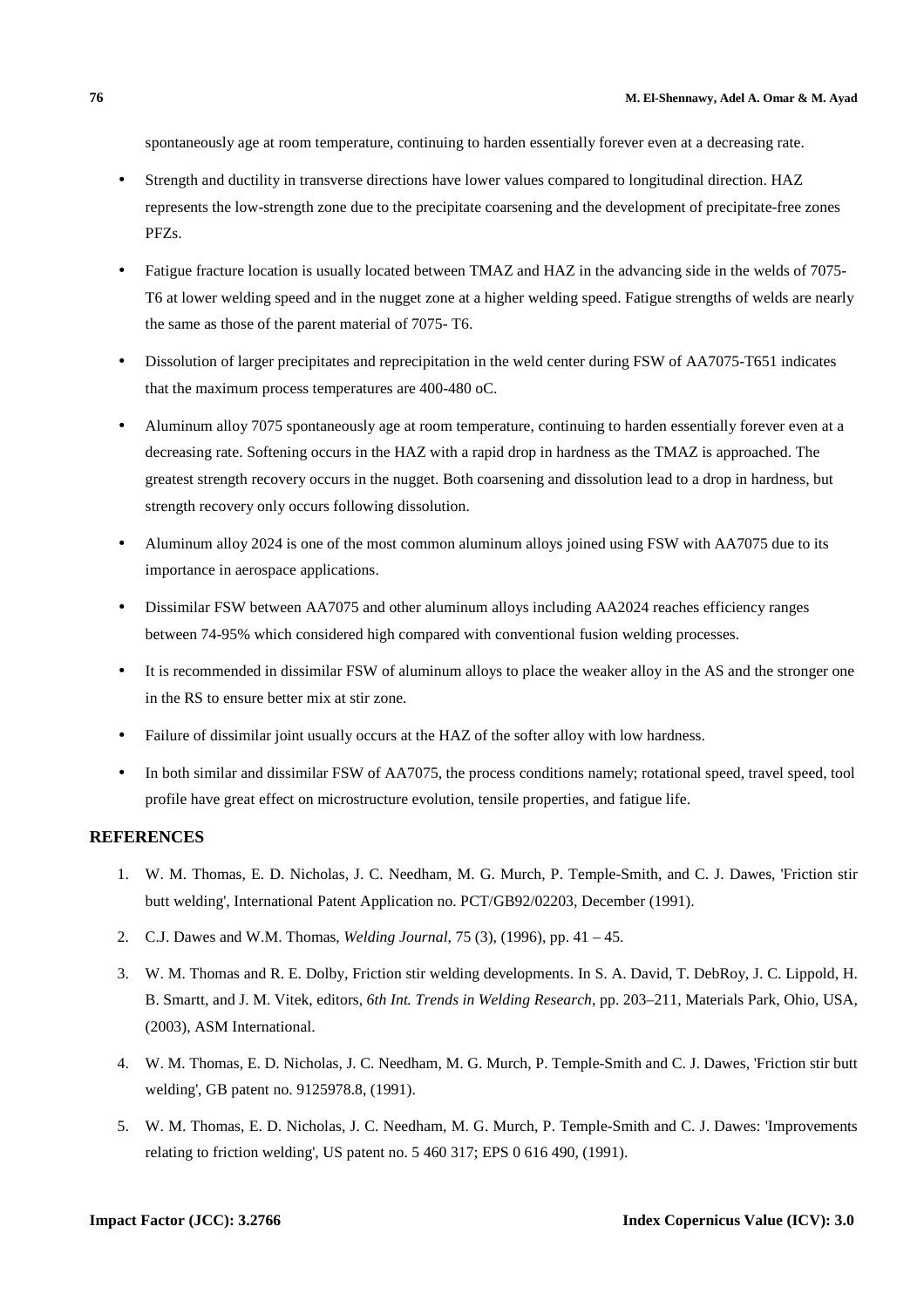spontaneously age at room temperature, continuing to harden essentially forever even at a decreasing rate.

- Strength and ductility in transverse directions have lower values compared to longitudinal direction. HAZ represents the low-strength zone due to the precipitate coarsening and the development of precipitate-free zones PFZs.
- Fatigue fracture location is usually located between TMAZ and HAZ in the advancing side in the welds of 7075-T6 at lower welding speed and in the nugget zone at a higher welding speed. Fatigue strengths of welds are nearly the same as those of the parent material of 7075- T6.
- Dissolution of larger precipitates and reprecipitation in the weld center during FSW of AA7075-T651 indicates that the maximum process temperatures are 400-480 oC.
- Aluminum alloy 7075 spontaneously age at room temperature, continuing to harden essentially forever even at a decreasing rate. Softening occurs in the HAZ with a rapid drop in hardness as the TMAZ is approached. The greatest strength recovery occurs in the nugget. Both coarsening and dissolution lead to a drop in hardness, but strength recovery only occurs following dissolution.
- Aluminum alloy 2024 is one of the most common aluminum alloys joined using FSW with AA7075 due to its importance in aerospace applications.
- Dissimilar FSW between AA7075 and other aluminum alloys including AA2024 reaches efficiency ranges between 74-95% which considered high compared with conventional fusion welding processes.
- It is recommended in dissimilar FSW of aluminum alloys to place the weaker alloy in the AS and the stronger one in the RS to ensure better mix at stir zone.
- Failure of dissimilar joint usually occurs at the HAZ of the softer alloy with low hardness.
- In both similar and dissimilar FSW of AA7075, the process conditions namely; rotational speed, travel speed, tool profile have great effect on microstructure evolution, tensile properties, and fatigue life.

## REFERENCES

1. W. M. Thomas, E. D. Nicholas, J. C. Needham, M. G. Murch, P. Temple-Smith, and C. J. Dawes, 'Friction stir butt welding', International Patent Application no. PCT/GB92/02203, December (1991).
2. C.J. Dawes and W.M. Thomas, *Welding Journal*, 75 (3), (1996), pp. 41 – 45.
3. W. M. Thomas and R. E. Dolby, Friction stir welding developments. In S. A. David, T. DebRoy, J. C. Lippold, H. B. Smartt, and J. M. Vitek, editors, *6th Int. Trends in Welding Research*, pp. 203–211, Materials Park, Ohio, USA, (2003), ASM International.
4. W. M. Thomas, E. D. Nicholas, J. C. Needham, M. G. Murch, P. Temple-Smith and C. J. Dawes, 'Friction stir butt welding', GB patent no. 9125978.8, (1991).
5. W. M. Thomas, E. D. Nicholas, J. C. Needham, M. G. Murch, P. Temple-Smith and C. J. Dawes: 'Improvements relating to friction welding', US patent no. 5 460 317; EPS 0 616 490, (1991).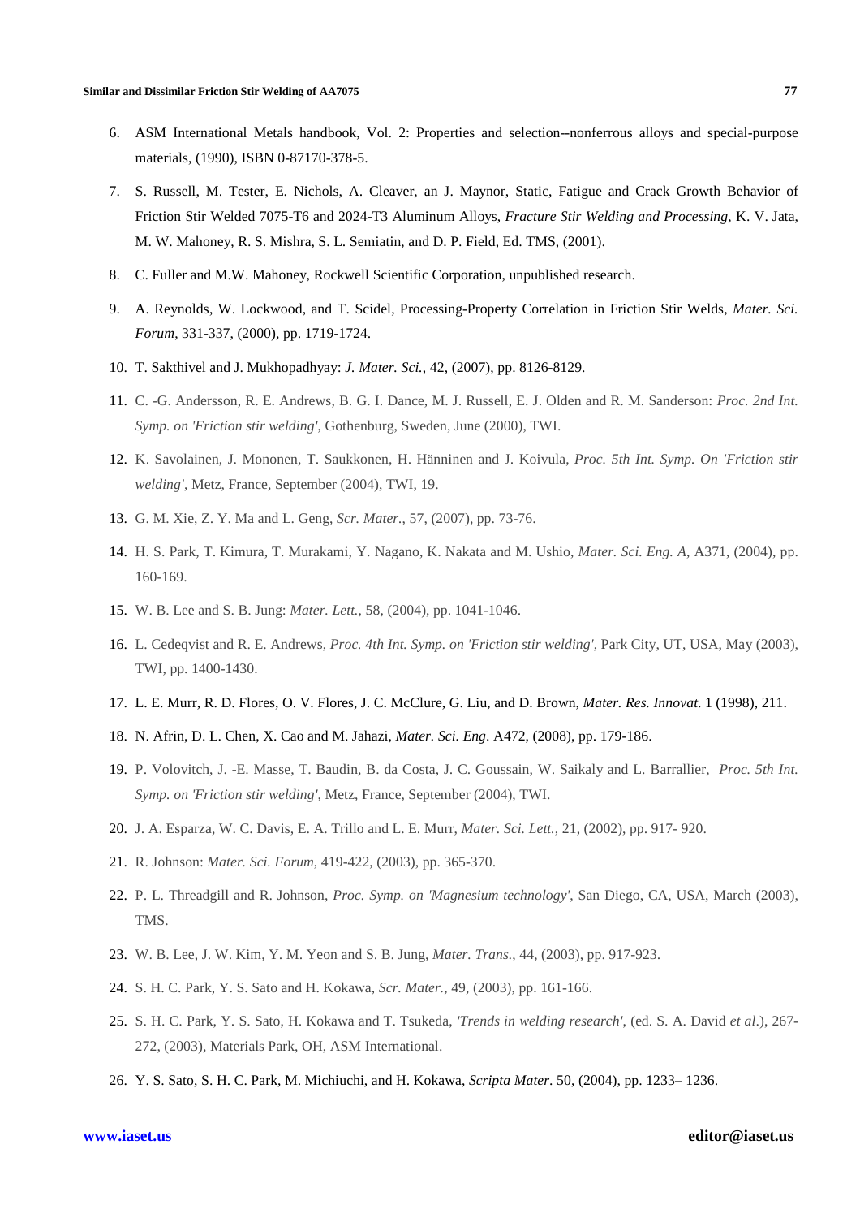6. ASM International Metals handbook, Vol. 2: Properties and selection--nonferrous alloys and special-purpose materials, (1990), ISBN 0-87170-378-5.
7. S. Russell, M. Tester, E. Nichols, A. Cleaver, an J. Maynor, Static, Fatigue and Crack Growth Behavior of Friction Stir Welded 7075-T6 and 2024-T3 Aluminum Alloys, *Fracture Stir Welding and Processing*, K. V. Jata, M. W. Mahoney, R. S. Mishra, S. L. Semiatin, and D. P. Field, Ed. TMS, (2001).
8. C. Fuller and M.W. Mahoney, Rockwell Scientific Corporation, unpublished research.
9. A. Reynolds, W. Lockwood, and T. Scidel, Processing-Property Correlation in Friction Stir Welds, *Mater. Sci. Forum*, 331-337, (2000), pp. 1719-1724.
10. T. Sakthivel and J. Mukhopadhyay: *J. Mater. Sci.*, 42, (2007), pp. 8126-8129.
11. C. -G. Andersson, R. E. Andrews, B. G. I. Dance, M. J. Russell, E. J. Olden and R. M. Sanderson: *Proc. 2nd Int. Symp. on 'Friction stir welding'*, Gothenburg, Sweden, June (2000), TWI.
12. K. Savolainen, J. Mononen, T. Saukkonen, H. Hänninen and J. Koivula, *Proc. 5th Int. Symp. On 'Friction stir welding'*, Metz, France, September (2004), TWI, 19.
13. G. M. Xie, Z. Y. Ma and L. Geng, *Scr. Mater.*, 57, (2007), pp. 73-76.
14. H. S. Park, T. Kimura, T. Murakami, Y. Nagano, K. Nakata and M. Ushio, *Mater. Sci. Eng. A*, A371, (2004), pp. 160-169.
15. W. B. Lee and S. B. Jung: *Mater. Lett.*, 58, (2004), pp. 1041-1046.
16. L. Cedeqvist and R. E. Andrews, *Proc. 4th Int. Symp. on 'Friction stir welding'*, Park City, UT, USA, May (2003), TWI, pp. 1400-1430.
17. L. E. Murr, R. D. Flores, O. V. Flores, J. C. McClure, G. Liu, and D. Brown, *Mater. Res. Innovat.* 1 (1998), 211.
18. N. Afrin, D. L. Chen, X. Cao and M. Jahazi, *Mater. Sci. Eng.* A472, (2008), pp. 179-186.
19. P. Volovitch, J. -E. Masse, T. Baudin, B. da Costa, J. C. Goussain, W. Saikaly and L. Barrallier, *Proc. 5th Int. Symp. on 'Friction stir welding'*, Metz, France, September (2004), TWI.
20. J. A. Esparza, W. C. Davis, E. A. Trillo and L. E. Murr, *Mater. Sci. Lett.*, 21, (2002), pp. 917- 920.
21. R. Johnson: *Mater. Sci. Forum*, 419-422, (2003), pp. 365-370.
22. P. L. Threadgill and R. Johnson, *Proc. Symp. on 'Magnesium technology'*, San Diego, CA, USA, March (2003), TMS.
23. W. B. Lee, J. W. Kim, Y. M. Yeon and S. B. Jung, *Mater. Trans.*, 44, (2003), pp. 917-923.
24. S. H. C. Park, Y. S. Sato and H. Kokawa, *Scr. Mater.*, 49, (2003), pp. 161-166.
25. S. H. C. Park, Y. S. Sato, H. Kokawa and T. Tsukeda, *'Trends in welding research'*, (ed. S. A. David *et al*.), 267-272, (2003), Materials Park, OH, ASM International.
26. Y. S. Sato, S. H. C. Park, M. Michiuchi, and H. Kokawa, *Scripta Mater.* 50, (2004), pp. 1233– 1236.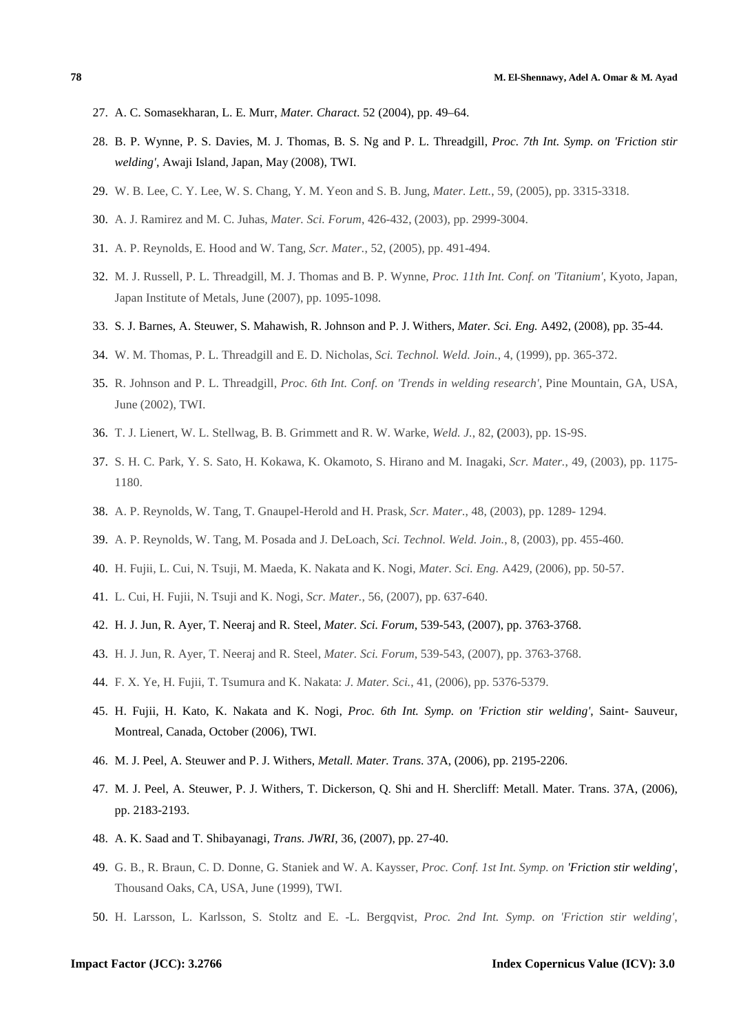27. A. C. Somasekharan, L. E. Murr, *Mater. Charact.* 52 (2004), pp. 49–64.

28. B. P. Wynne, P. S. Davies, M. J. Thomas, B. S. Ng and P. L. Threadgill, *Proc. 7th Int. Symp. on 'Friction stir welding'*, Awaji Island, Japan, May (2008), TWI.

29. W. B. Lee, C. Y. Lee, W. S. Chang, Y. M. Yeon and S. B. Jung, *Mater. Lett.*, 59, (2005), pp. 3315-3318.

30. A. J. Ramirez and M. C. Juhas, *Mater. Sci. Forum*, 426-432, (2003), pp. 2999-3004.

31. A. P. Reynolds, E. Hood and W. Tang, *Scr. Mater.*, 52, (2005), pp. 491-494.

32. M. J. Russell, P. L. Threadgill, M. J. Thomas and B. P. Wynne, *Proc. 11th Int. Conf. on 'Titanium'*, Kyoto, Japan, Japan Institute of Metals, June (2007), pp. 1095-1098.

33. S. J. Barnes, A. Steuwer, S. Mahawish, R. Johnson and P. J. Withers, *Mater. Sci. Eng.* A492, (2008), pp. 35-44.

34. W. M. Thomas, P. L. Threadgill and E. D. Nicholas, *Sci. Technol. Weld. Join.*, 4, (1999), pp. 365-372.

35. R. Johnson and P. L. Threadgill, *Proc. 6th Int. Conf. on 'Trends in welding research'*, Pine Mountain, GA, USA, June (2002), TWI.

36. T. J. Lienert, W. L. Stellwag, B. B. Grimmett and R. W. Warke, *Weld. J.*, 82, (2003), pp. 1S-9S.

37. S. H. C. Park, Y. S. Sato, H. Kokawa, K. Okamoto, S. Hirano and M. Inagaki, *Scr. Mater.*, 49, (2003), pp. 1175-1180.

38. A. P. Reynolds, W. Tang, T. Gnaupel-Herold and H. Prask, *Scr. Mater.*, 48, (2003), pp. 1289- 1294.

39. A. P. Reynolds, W. Tang, M. Posada and J. DeLoach, *Sci. Technol. Weld. Join.*, 8, (2003), pp. 455-460.

40. H. Fujii, L. Cui, N. Tsuji, M. Maeda, K. Nakata and K. Nogi, *Mater. Sci. Eng.* A429, (2006), pp. 50-57.

41. L. Cui, H. Fujii, N. Tsuji and K. Nogi, *Scr. Mater.*, 56, (2007), pp. 637-640.

42. H. J. Jun, R. Ayer, T. Neeraj and R. Steel, *Mater. Sci. Forum*, 539-543, (2007), pp. 3763-3768.

43. H. J. Jun, R. Ayer, T. Neeraj and R. Steel, *Mater. Sci. Forum*, 539-543, (2007), pp. 3763-3768.

44. F. X. Ye, H. Fujii, T. Tsumura and K. Nakata: *J. Mater. Sci.*, 41, (2006), pp. 5376-5379.

45. H. Fujii, H. Kato, K. Nakata and K. Nogi, *Proc. 6th Int. Symp. on 'Friction stir welding'*, Saint- Sauveur, Montreal, Canada, October (2006), TWI.

46. M. J. Peel, A. Steuwer and P. J. Withers, *Metall. Mater. Trans.* 37A, (2006), pp. 2195-2206.

47. M. J. Peel, A. Steuwer, P. J. Withers, T. Dickerson, Q. Shi and H. Shercliff: Metall. Mater. Trans. 37A, (2006), pp. 2183-2193.

48. A. K. Saad and T. Shibayanagi, *Trans. JWRI*, 36, (2007), pp. 27-40.

49. G. B., R. Braun, C. D. Donne, G. Staniek and W. A. Kaysser, *Proc. Conf. 1st Int. Symp. on 'Friction stir welding'*, Thousand Oaks, CA, USA, June (1999), TWI.

50. H. Larsson, L. Karlsson, S. Stoltz and E. -L. Bergqvist, *Proc. 2nd Int. Symp. on 'Friction stir welding'*,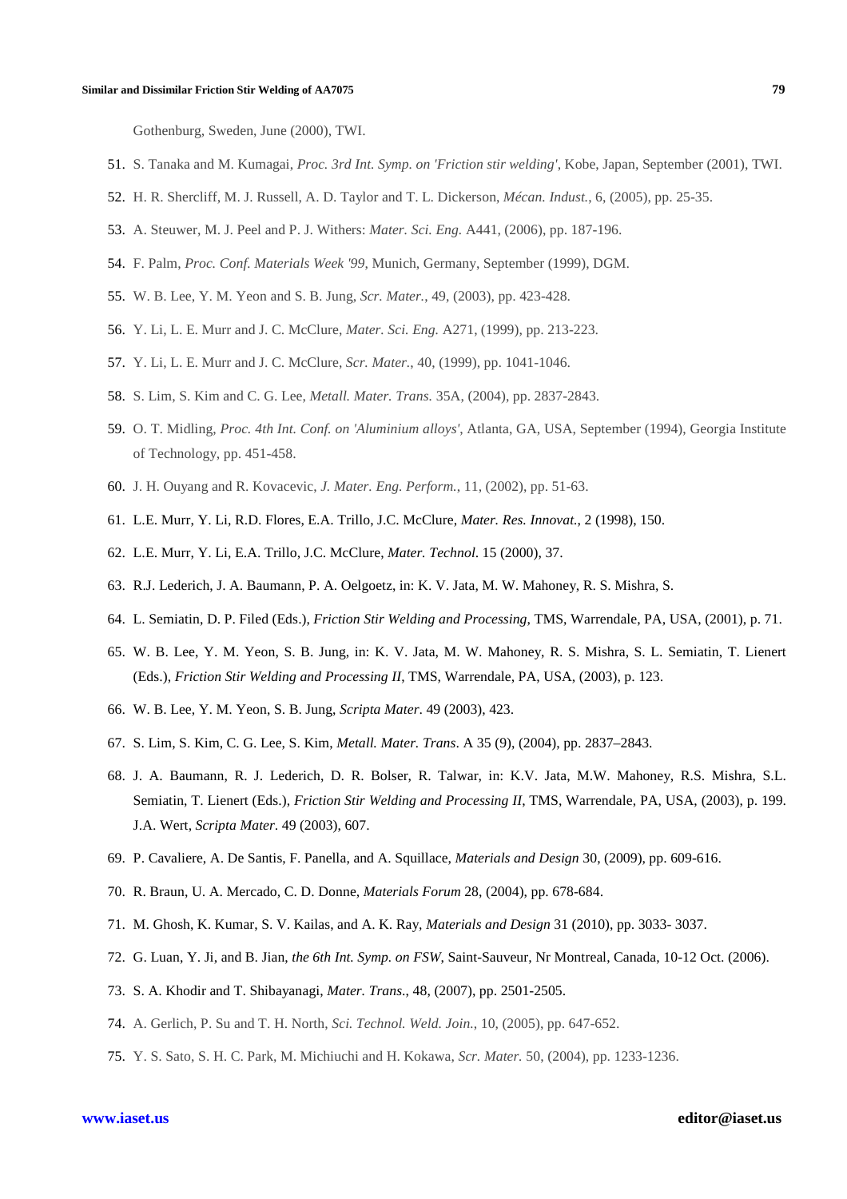Gothenburg, Sweden, June (2000), TWI.

51. S. Tanaka and M. Kumagai, *Proc. 3rd Int. Symp. on 'Friction stir welding'*, Kobe, Japan, September (2001), TWI.
52. H. R. Shercliff, M. J. Russell, A. D. Taylor and T. L. Dickerson, *Mécan. Indust.*, 6, (2005), pp. 25-35.
53. A. Steuwer, M. J. Peel and P. J. Withers: *Mater. Sci. Eng.* A441, (2006), pp. 187-196.
54. F. Palm, *Proc. Conf. Materials Week '99*, Munich, Germany, September (1999), DGM.
55. W. B. Lee, Y. M. Yeon and S. B. Jung, *Scr. Mater.*, 49, (2003), pp. 423-428.
56. Y. Li, L. E. Murr and J. C. McClure, *Mater. Sci. Eng.* A271, (1999), pp. 213-223.
57. Y. Li, L. E. Murr and J. C. McClure, *Scr. Mater.*, 40, (1999), pp. 1041-1046.
58. S. Lim, S. Kim and C. G. Lee, *Metall. Mater. Trans.* 35A, (2004), pp. 2837-2843.
59. O. T. Midling, *Proc. 4th Int. Conf. on 'Aluminium alloys'*, Atlanta, GA, USA, September (1994), Georgia Institute of Technology, pp. 451-458.
60. J. H. Ouyang and R. Kovacevic, *J. Mater. Eng. Perform.*, 11, (2002), pp. 51-63.
61. L.E. Murr, Y. Li, R.D. Flores, E.A. Trillo, J.C. McClure, *Mater. Res. Innovat.*, 2 (1998), 150.
62. L.E. Murr, Y. Li, E.A. Trillo, J.C. McClure, *Mater. Technol.* 15 (2000), 37.
63. R.J. Lederich, J. A. Baumann, P. A. Oelgoetz, in: K. V. Jata, M. W. Mahoney, R. S. Mishra, S.
64. L. Semiatin, D. P. Filed (Eds.), *Friction Stir Welding and Processing*, TMS, Warrendale, PA, USA, (2001), p. 71.
65. W. B. Lee, Y. M. Yeon, S. B. Jung, in: K. V. Jata, M. W. Mahoney, R. S. Mishra, S. L. Semiatin, T. Lienert (Eds.), *Friction Stir Welding and Processing II*, TMS, Warrendale, PA, USA, (2003), p. 123.
66. W. B. Lee, Y. M. Yeon, S. B. Jung, *Scripta Mater*. 49 (2003), 423.
67. S. Lim, S. Kim, C. G. Lee, S. Kim, *Metall. Mater. Trans*. A 35 (9), (2004), pp. 2837–2843.
68. J. A. Baumann, R. J. Lederich, D. R. Bolser, R. Talwar, in: K.V. Jata, M.W. Mahoney, R.S. Mishra, S.L. Semiatin, T. Lienert (Eds.), *Friction Stir Welding and Processing II*, TMS, Warrendale, PA, USA, (2003), p. 199. J.A. Wert, *Scripta Mater*. 49 (2003), 607.
69. P. Cavaliere, A. De Santis, F. Panella, and A. Squillace, *Materials and Design* 30, (2009), pp. 609-616.
70. R. Braun, U. A. Mercado, C. D. Donne, *Materials Forum* 28, (2004), pp. 678-684.
71. M. Ghosh, K. Kumar, S. V. Kailas, and A. K. Ray, *Materials and Design* 31 (2010), pp. 3033- 3037.
72. G. Luan, Y. Ji, and B. Jian, *the 6th Int. Symp. on FSW*, Saint-Sauveur, Nr Montreal, Canada, 10-12 Oct. (2006).
73. S. A. Khodir and T. Shibayanagi, *Mater. Trans*., 48, (2007), pp. 2501-2505.
74. A. Gerlich, P. Su and T. H. North, *Sci. Technol. Weld. Join.*, 10, (2005), pp. 647-652.
75. Y. S. Sato, S. H. C. Park, M. Michiuchi and H. Kokawa, *Scr. Mater.* 50, (2004), pp. 1233-1236.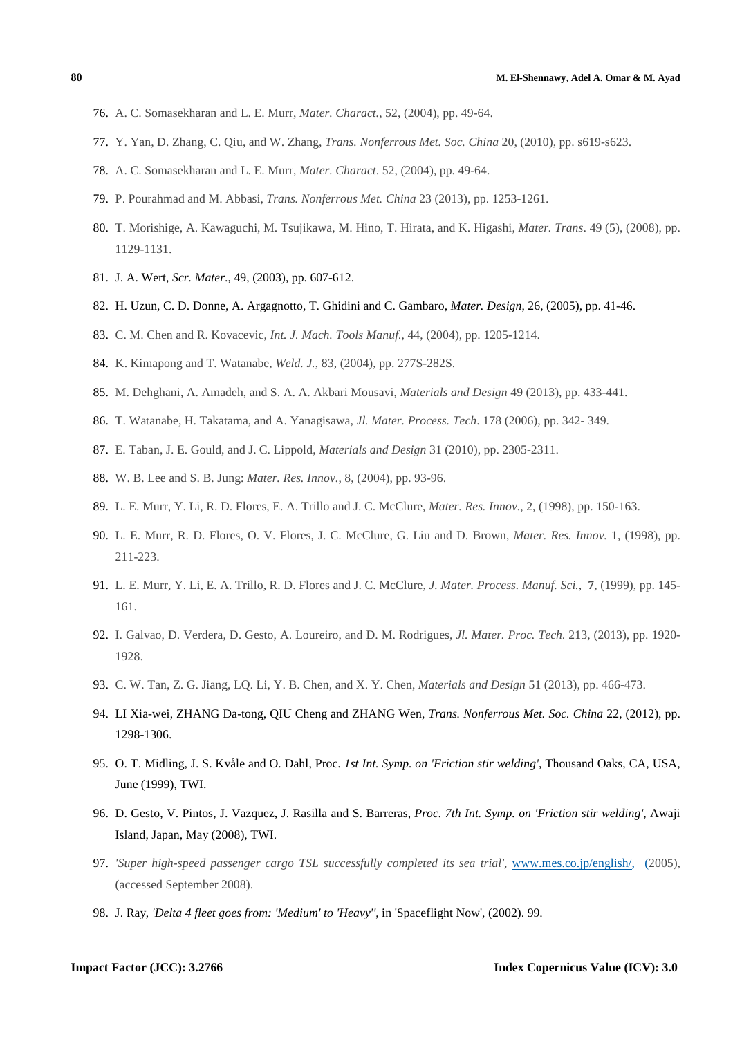76. A. C. Somasekharan and L. E. Murr, *Mater. Charact.*, 52, (2004), pp. 49-64.
77. Y. Yan, D. Zhang, C. Qiu, and W. Zhang, *Trans. Nonferrous Met. Soc. China* 20, (2010), pp. s619-s623.
78. A. C. Somasekharan and L. E. Murr, *Mater. Charact*. 52, (2004), pp. 49-64.
79. P. Pourahmad and M. Abbasi, *Trans. Nonferrous Met. China* 23 (2013), pp. 1253-1261.
80. T. Morishige, A. Kawaguchi, M. Tsujikawa, M. Hino, T. Hirata, and K. Higashi, *Mater. Trans*. 49 (5), (2008), pp. 1129-1131.
81. J. A. Wert, *Scr. Mater*., 49, (2003), pp. 607-612.
82. H. Uzun, C. D. Donne, A. Argagnotto, T. Ghidini and C. Gambaro, *Mater. Design*, 26, (2005), pp. 41-46.
83. C. M. Chen and R. Kovacevic, *Int. J. Mach. Tools Manuf.*, 44, (2004), pp. 1205-1214.
84. K. Kimapong and T. Watanabe, *Weld. J.*, 83, (2004), pp. 277S-282S.
85. M. Dehghani, A. Amadeh, and S. A. A. Akbari Mousavi, *Materials and Design* 49 (2013), pp. 433-441.
86. T. Watanabe, H. Takatama, and A. Yanagisawa, *Jl. Mater. Process. Tech*. 178 (2006), pp. 342- 349.
87. E. Taban, J. E. Gould, and J. C. Lippold, *Materials and Design* 31 (2010), pp. 2305-2311.
88. W. B. Lee and S. B. Jung: *Mater. Res. Innov.*, 8, (2004), pp. 93-96.
89. L. E. Murr, Y. Li, R. D. Flores, E. A. Trillo and J. C. McClure, *Mater. Res. Innov.*, 2, (1998), pp. 150-163.
90. L. E. Murr, R. D. Flores, O. V. Flores, J. C. McClure, G. Liu and D. Brown, *Mater. Res. Innov.* 1, (1998), pp. 211-223.
91. L. E. Murr, Y. Li, E. A. Trillo, R. D. Flores and J. C. McClure, *J. Mater. Process. Manuf. Sci.*, **7**, (1999), pp. 145-161.
92. I. Galvao, D. Verdera, D. Gesto, A. Loureiro, and D. M. Rodrigues, *Jl. Mater. Proc. Tech*. 213, (2013), pp. 1920-1928.
93. C. W. Tan, Z. G. Jiang, LQ. Li, Y. B. Chen, and X. Y. Chen, *Materials and Design* 51 (2013), pp. 466-473.
94. LI Xia-wei, ZHANG Da-tong, QIU Cheng and ZHANG Wen, *Trans. Nonferrous Met. Soc. China* 22, (2012), pp. 1298-1306.
95. O. T. Midling, J. S. Kvåle and O. Dahl, Proc. *1st Int. Symp. on 'Friction stir welding'*, Thousand Oaks, CA, USA, June (1999), TWI.
96. D. Gesto, V. Pintos, J. Vazquez, J. Rasilla and S. Barreras, *Proc. 7th Int. Symp. on 'Friction stir welding'*, Awaji Island, Japan, May (2008), TWI.
97. *'Super high-speed passenger cargo TSL successfully completed its sea trial'*, www.mes.co.jp/english/, (2005), (accessed September 2008).
98. J. Ray, *'Delta 4 fleet goes from: 'Medium' to 'Heavy''*, in 'Spaceflight Now', (2002). 99.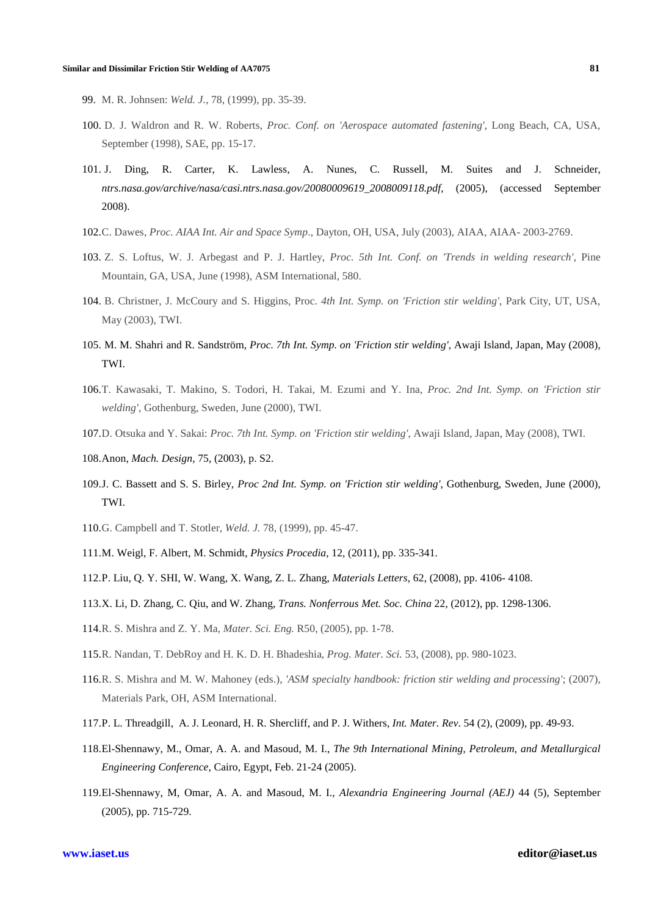99. M. R. Johnsen: *Weld. J.*, 78, (1999), pp. 35-39.

100. D. J. Waldron and R. W. Roberts, *Proc. Conf. on 'Aerospace automated fastening'*, Long Beach, CA, USA, September (1998), SAE, pp. 15-17.

101. J. Ding, R. Carter, K. Lawless, A. Nunes, C. Russell, M. Suites and J. Schneider, *ntrs.nasa.gov/archive/nasa/casi.ntrs.nasa.gov/20080009619_2008009118.pdf,* (2005), (accessed September 2008).

102. C. Dawes, *Proc. AIAA Int. Air and Space Symp*., Dayton, OH, USA, July (2003), AIAA, AIAA- 2003-2769.

103. Z. S. Loftus, W. J. Arbegast and P. J. Hartley, *Proc. 5th Int. Conf. on 'Trends in welding research'*, Pine Mountain, GA, USA, June (1998), ASM International, 580.

104. B. Christner, J. McCoury and S. Higgins, Proc. *4th Int. Symp. on 'Friction stir welding'*, Park City, UT, USA, May (2003), TWI.

105. M. M. Shahri and R. Sandström, *Proc. 7th Int. Symp. on 'Friction stir welding'*, Awaji Island, Japan, May (2008), TWI.

106. T. Kawasaki, T. Makino, S. Todori, H. Takai, M. Ezumi and Y. Ina, *Proc. 2nd Int. Symp. on 'Friction stir welding'*, Gothenburg, Sweden, June (2000), TWI.

107. D. Otsuka and Y. Sakai: *Proc. 7th Int. Symp. on 'Friction stir welding'*, Awaji Island, Japan, May (2008), TWI.

108. Anon, *Mach. Design*, 75, (2003), p. S2.

109. J. C. Bassett and S. S. Birley, *Proc 2nd Int. Symp. on 'Friction stir welding'*, Gothenburg, Sweden, June (2000), TWI.

110. G. Campbell and T. Stotler, *Weld. J.* 78, (1999), pp. 45-47.

111. M. Weigl, F. Albert, M. Schmidt, *Physics Procedia*, 12, (2011), pp. 335-341.

112. P. Liu, Q. Y. SHI, W. Wang, X. Wang, Z. L. Zhang, *Materials Letters*, 62, (2008), pp. 4106- 4108.

113. X. Li, D. Zhang, C. Qiu, and W. Zhang, *Trans. Nonferrous Met. Soc. China* 22, (2012), pp. 1298-1306.

114. R. S. Mishra and Z. Y. Ma, *Mater. Sci. Eng.* R50, (2005), pp. 1-78.

115. R. Nandan, T. DebRoy and H. K. D. H. Bhadeshia, *Prog. Mater. Sci.* 53, (2008), pp. 980-1023.

116. R. S. Mishra and M. W. Mahoney (eds.), *'ASM specialty handbook: friction stir welding and processing'*; (2007), Materials Park, OH, ASM International.

117. P. L. Threadgill, A. J. Leonard, H. R. Shercliff, and P. J. Withers, *Int. Mater. Rev*. 54 (2), (2009), pp. 49-93.

118. El-Shennawy, M., Omar, A. A. and Masoud, M. I., *The 9th International Mining, Petroleum, and Metallurgical Engineering Conference,* Cairo, Egypt, Feb. 21-24 (2005).

119. El-Shennawy, M, Omar, A. A. and Masoud, M. I., *Alexandria Engineering Journal (AEJ)* 44 (5), September (2005), pp. 715-729.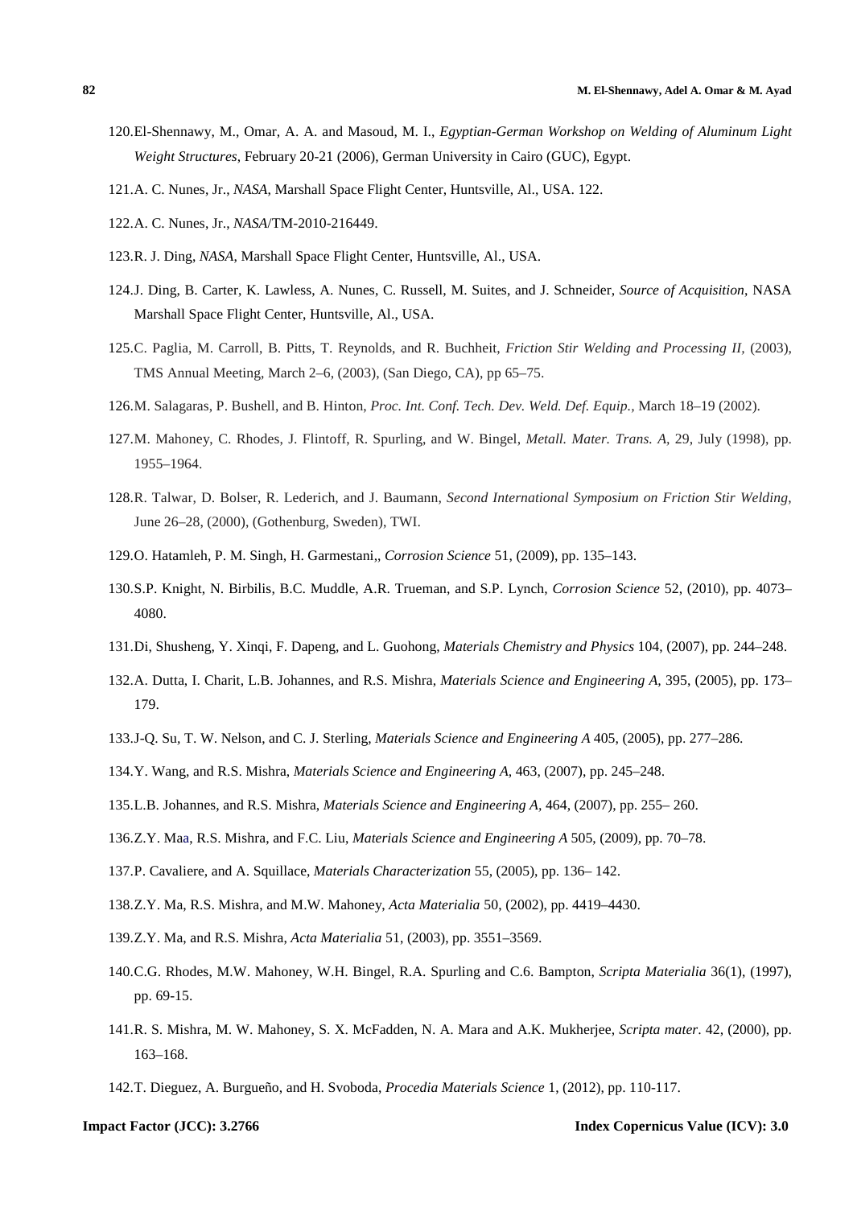120. El-Shennawy, M., Omar, A. A. and Masoud, M. I., *Egyptian-German Workshop on Welding of Aluminum Light Weight Structures*, February 20-21 (2006), German University in Cairo (GUC), Egypt.
121. A. C. Nunes, Jr., *NASA*, Marshall Space Flight Center, Huntsville, Al., USA. 122.
122. A. C. Nunes, Jr., *NASA*/TM-2010-216449.
123. R. J. Ding, *NASA*, Marshall Space Flight Center, Huntsville, Al., USA.
124. J. Ding, B. Carter, K. Lawless, A. Nunes, C. Russell, M. Suites, and J. Schneider, *Source of Acquisition*, NASA Marshall Space Flight Center, Huntsville, Al., USA.
125. C. Paglia, M. Carroll, B. Pitts, T. Reynolds, and R. Buchheit, *Friction Stir Welding and Processing II*, (2003), TMS Annual Meeting, March 2–6, (2003), (San Diego, CA), pp 65–75.
126. M. Salagaras, P. Bushell, and B. Hinton, *Proc. Int. Conf. Tech. Dev. Weld. Def. Equip.*, March 18–19 (2002).
127. M. Mahoney, C. Rhodes, J. Flintoff, R. Spurling, and W. Bingel, *Metall. Mater. Trans. A*, 29, July (1998), pp. 1955–1964.
128. R. Talwar, D. Bolser, R. Lederich, and J. Baumann, *Second International Symposium on Friction Stir Welding*, June 26–28, (2000), (Gothenburg, Sweden), TWI.
129. O. Hatamleh, P. M. Singh, H. Garmestani,, *Corrosion Science* 51, (2009), pp. 135–143.
130. S.P. Knight, N. Birbilis, B.C. Muddle, A.R. Trueman, and S.P. Lynch, *Corrosion Science* 52, (2010), pp. 4073–4080.
131. Di, Shusheng, Y. Xinqi, F. Dapeng, and L. Guohong, *Materials Chemistry and Physics* 104, (2007), pp. 244–248.
132. A. Dutta, I. Charit, L.B. Johannes, and R.S. Mishra, *Materials Science and Engineering A*, 395, (2005), pp. 173–179.
133. J-Q. Su, T. W. Nelson, and C. J. Sterling, *Materials Science and Engineering A* 405, (2005), pp. 277–286.
134. Y. Wang, and R.S. Mishra, *Materials Science and Engineering A*, 463, (2007), pp. 245–248.
135. L.B. Johannes, and R.S. Mishra, *Materials Science and Engineering A*, 464, (2007), pp. 255– 260.
136. Z.Y. Maa, R.S. Mishra, and F.C. Liu, *Materials Science and Engineering A* 505, (2009), pp. 70–78.
137. P. Cavaliere, and A. Squillace, *Materials Characterization* 55, (2005), pp. 136– 142.
138. Z.Y. Ma, R.S. Mishra, and M.W. Mahoney, *Acta Materialia* 50, (2002), pp. 4419–4430.
139. Z.Y. Ma, and R.S. Mishra, *Acta Materialia* 51, (2003), pp. 3551–3569.
140. C.G. Rhodes, M.W. Mahoney, W.H. Bingel, R.A. Spurling and C.6. Bampton, *Scripta Materialia* 36(1), (1997), pp. 69-15.
141. R. S. Mishra, M. W. Mahoney, S. X. McFadden, N. A. Mara and A.K. Mukherjee, *Scripta mater*. 42, (2000), pp. 163–168.
142. T. Dieguez, A. Burgueño, and H. Svoboda, *Procedia Materials Science* 1, (2012), pp. 110-117.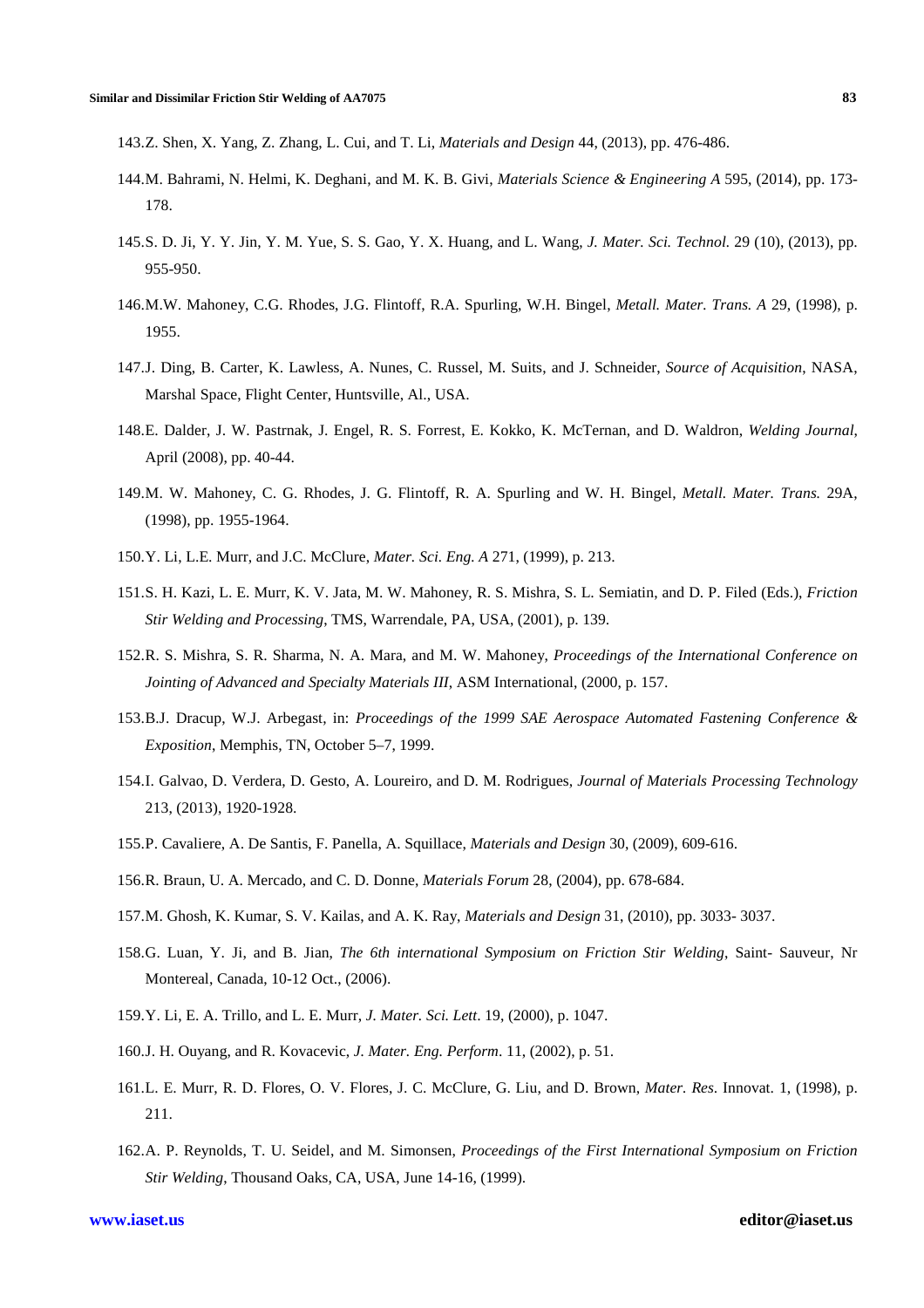143. Z. Shen, X. Yang, Z. Zhang, L. Cui, and T. Li, *Materials and Design* 44, (2013), pp. 476-486.

144. M. Bahrami, N. Helmi, K. Deghani, and M. K. B. Givi, *Materials Science & Engineering A* 595, (2014), pp. 173-178.

145. S. D. Ji, Y. Y. Jin, Y. M. Yue, S. S. Gao, Y. X. Huang, and L. Wang, *J. Mater. Sci. Technol.* 29 (10), (2013), pp. 955-950.

146. M.W. Mahoney, C.G. Rhodes, J.G. Flintoff, R.A. Spurling, W.H. Bingel, *Metall. Mater. Trans. A* 29, (1998), p. 1955.

147. J. Ding, B. Carter, K. Lawless, A. Nunes, C. Russel, M. Suits, and J. Schneider, *Source of Acquisition*, NASA, Marshal Space, Flight Center, Huntsville, Al., USA.

148. E. Dalder, J. W. Pastrnak, J. Engel, R. S. Forrest, E. Kokko, K. McTernan, and D. Waldron, *Welding Journal*, April (2008), pp. 40-44.

149. M. W. Mahoney, C. G. Rhodes, J. G. Flintoff, R. A. Spurling and W. H. Bingel, *Metall. Mater. Trans.* 29A, (1998), pp. 1955-1964.

150. Y. Li, L.E. Murr, and J.C. McClure, *Mater. Sci. Eng. A* 271, (1999), p. 213.

151. S. H. Kazi, L. E. Murr, K. V. Jata, M. W. Mahoney, R. S. Mishra, S. L. Semiatin, and D. P. Filed (Eds.), *Friction Stir Welding and Processing*, TMS, Warrendale, PA, USA, (2001), p. 139.

152. R. S. Mishra, S. R. Sharma, N. A. Mara, and M. W. Mahoney, *Proceedings of the International Conference on Jointing of Advanced and Specialty Materials III*, ASM International, (2000, p. 157.

153. B.J. Dracup, W.J. Arbegast, in: *Proceedings of the 1999 SAE Aerospace Automated Fastening Conference & Exposition*, Memphis, TN, October 5–7, 1999.

154. I. Galvao, D. Verdera, D. Gesto, A. Loureiro, and D. M. Rodrigues, *Journal of Materials Processing Technology* 213, (2013), 1920-1928.

155. P. Cavaliere, A. De Santis, F. Panella, A. Squillace, *Materials and Design* 30, (2009), 609-616.

156. R. Braun, U. A. Mercado, and C. D. Donne, *Materials Forum* 28, (2004), pp. 678-684.

157. M. Ghosh, K. Kumar, S. V. Kailas, and A. K. Ray, *Materials and Design* 31, (2010), pp. 3033- 3037.

158. G. Luan, Y. Ji, and B. Jian, *The 6th international Symposium on Friction Stir Welding*, Saint- Sauveur, Nr Montereal, Canada, 10-12 Oct., (2006).

159. Y. Li, E. A. Trillo, and L. E. Murr, *J. Mater. Sci. Lett*. 19, (2000), p. 1047.

160. J. H. Ouyang, and R. Kovacevic, *J. Mater. Eng. Perform*. 11, (2002), p. 51.

161. L. E. Murr, R. D. Flores, O. V. Flores, J. C. McClure, G. Liu, and D. Brown, *Mater. Res*. Innovat. 1, (1998), p. 211.

162. A. P. Reynolds, T. U. Seidel, and M. Simonsen, *Proceedings of the First International Symposium on Friction Stir Welding*, Thousand Oaks, CA, USA, June 14-16, (1999).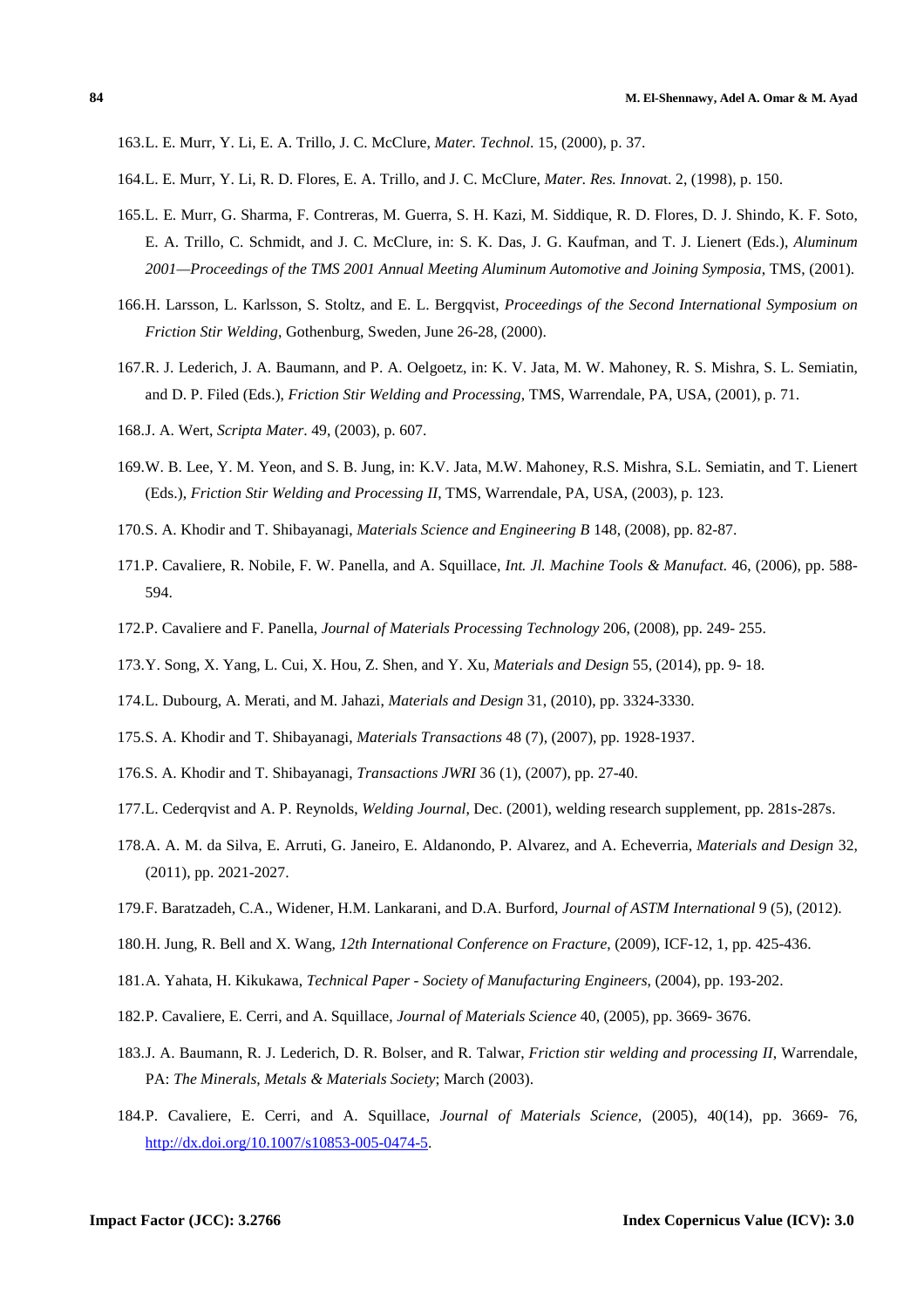163. L. E. Murr, Y. Li, E. A. Trillo, J. C. McClure, *Mater. Technol.* 15, (2000), p. 37.

164. L. E. Murr, Y. Li, R. D. Flores, E. A. Trillo, and J. C. McClure, *Mater. Res. Innova*t. 2, (1998), p. 150.

165. L. E. Murr, G. Sharma, F. Contreras, M. Guerra, S. H. Kazi, M. Siddique, R. D. Flores, D. J. Shindo, K. F. Soto, E. A. Trillo, C. Schmidt, and J. C. McClure, in: S. K. Das, J. G. Kaufman, and T. J. Lienert (Eds.), *Aluminum 2001—Proceedings of the TMS 2001 Annual Meeting Aluminum Automotive and Joining Symposia*, TMS, (2001).

166. H. Larsson, L. Karlsson, S. Stoltz, and E. L. Bergqvist, *Proceedings of the Second International Symposium on Friction Stir Welding*, Gothenburg, Sweden, June 26-28, (2000).

167. R. J. Lederich, J. A. Baumann, and P. A. Oelgoetz, in: K. V. Jata, M. W. Mahoney, R. S. Mishra, S. L. Semiatin, and D. P. Filed (Eds.), *Friction Stir Welding and Processing*, TMS, Warrendale, PA, USA, (2001), p. 71.

168. J. A. Wert, *Scripta Mater*. 49, (2003), p. 607.

169. W. B. Lee, Y. M. Yeon, and S. B. Jung, in: K.V. Jata, M.W. Mahoney, R.S. Mishra, S.L. Semiatin, and T. Lienert (Eds.), *Friction Stir Welding and Processing II*, TMS, Warrendale, PA, USA, (2003), p. 123.

170. S. A. Khodir and T. Shibayanagi, *Materials Science and Engineering B* 148, (2008), pp. 82-87.

171. P. Cavaliere, R. Nobile, F. W. Panella, and A. Squillace, *Int. Jl. Machine Tools & Manufact.* 46, (2006), pp. 588-594.

172. P. Cavaliere and F. Panella, *Journal of Materials Processing Technology* 206, (2008), pp. 249- 255.

173. Y. Song, X. Yang, L. Cui, X. Hou, Z. Shen, and Y. Xu, *Materials and Design* 55, (2014), pp. 9- 18.

174. L. Dubourg, A. Merati, and M. Jahazi, *Materials and Design* 31, (2010), pp. 3324-3330.

175. S. A. Khodir and T. Shibayanagi, *Materials Transactions* 48 (7), (2007), pp. 1928-1937.

176. S. A. Khodir and T. Shibayanagi, *Transactions JWRI* 36 (1), (2007), pp. 27-40.

177. L. Cederqvist and A. P. Reynolds, *Welding Journal*, Dec. (2001), welding research supplement, pp. 281s-287s.

178. A. A. M. da Silva, E. Arruti, G. Janeiro, E. Aldanondo, P. Alvarez, and A. Echeverria, *Materials and Design* 32, (2011), pp. 2021-2027.

179. F. Baratzadeh, C.A., Widener, H.M. Lankarani, and D.A. Burford, *Journal of ASTM International* 9 (5), (2012).

180. H. Jung, R. Bell and X. Wang, *12th International Conference on Fracture*, (2009), ICF-12, 1, pp. 425-436.

181. A. Yahata, H. Kikukawa, *Technical Paper - Society of Manufacturing Engineers*, (2004), pp. 193-202.

182. P. Cavaliere, E. Cerri, and A. Squillace, *Journal of Materials Science* 40, (2005), pp. 3669- 3676.

183. J. A. Baumann, R. J. Lederich, D. R. Bolser, and R. Talwar, *Friction stir welding and processing II*, Warrendale, PA: *The Minerals, Metals & Materials Society*; March (2003).

184. P. Cavaliere, E. Cerri, and A. Squillace, *Journal of Materials Science*, (2005), 40(14), pp. 3669- 76, http://dx.doi.org/10.1007/s10853-005-0474-5.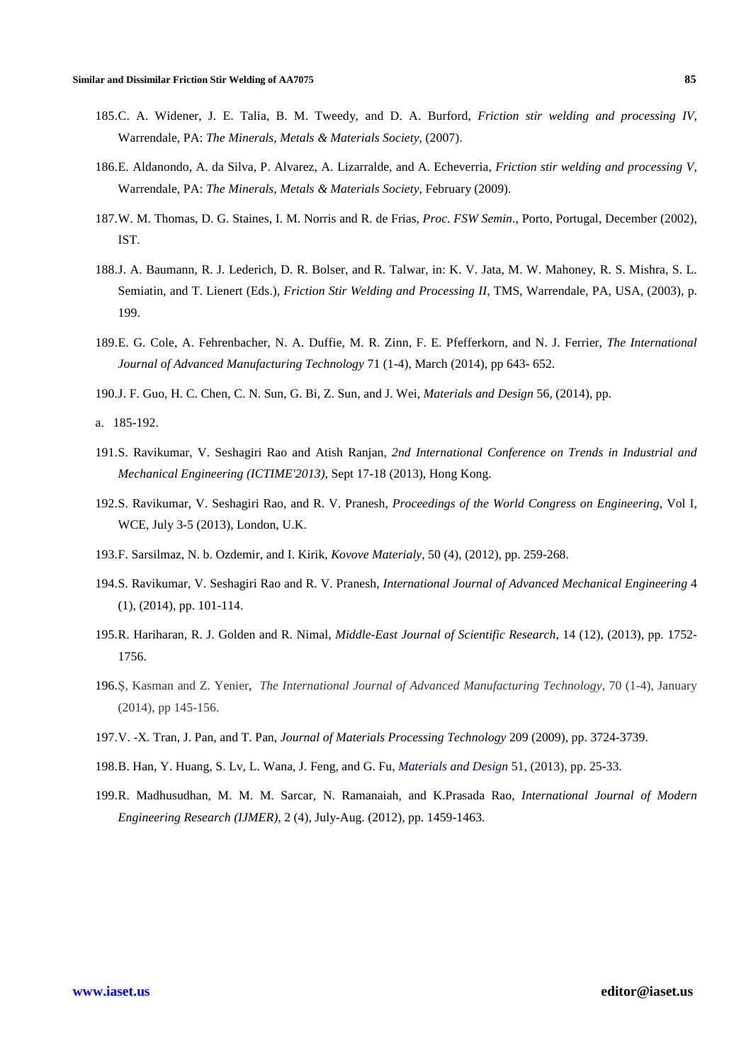185.C. A. Widener, J. E. Talia, B. M. Tweedy, and D. A. Burford, *Friction stir welding and processing IV*, Warrendale, PA: *The Minerals, Metals & Materials Society*, (2007).

186.E. Aldanondo, A. da Silva, P. Alvarez, A. Lizarralde, and A. Echeverria, *Friction stir welding and processing V*, Warrendale, PA: *The Minerals, Metals & Materials Society*, February (2009).

187.W. M. Thomas, D. G. Staines, I. M. Norris and R. de Frias, *Proc. FSW Semin*., Porto, Portugal, December (2002), IST.

188.J. A. Baumann, R. J. Lederich, D. R. Bolser, and R. Talwar, in: K. V. Jata, M. W. Mahoney, R. S. Mishra, S. L. Semiatin, and T. Lienert (Eds.), *Friction Stir Welding and Processing II*, TMS, Warrendale, PA, USA, (2003), p. 199.

189.E. G. Cole, A. Fehrenbacher, N. A. Duffie, M. R. Zinn, F. E. Pfefferkorn, and N. J. Ferrier, *The International Journal of Advanced Manufacturing Technology* 71 (1-4), March (2014), pp 643- 652.

190.J. F. Guo, H. C. Chen, C. N. Sun, G. Bi, Z. Sun, and J. Wei, *Materials and Design* 56, (2014), pp.

a. 185-192.

191.S. Ravikumar, V. Seshagiri Rao and Atish Ranjan, *2nd International Conference on Trends in Industrial and Mechanical Engineering (ICTIME'2013)*, Sept 17-18 (2013), Hong Kong.

192.S. Ravikumar, V. Seshagiri Rao, and R. V. Pranesh, *Proceedings of the World Congress on Engineering*, Vol I, WCE, July 3-5 (2013), London, U.K.

193.F. Sarsilmaz, N. b. Ozdemir, and I. Kirik, *Kovove Materialy*, 50 (4), (2012), pp. 259-268.

194.S. Ravikumar, V. Seshagiri Rao and R. V. Pranesh, *International Journal of Advanced Mechanical Engineering* 4 (1), (2014), pp. 101-114.

195.R. Hariharan, R. J. Golden and R. Nimal, *Middle-East Journal of Scientific Research*, 14 (12), (2013), pp. 1752-1756.

196.Ş, Kasman and Z. Yenier, *The International Journal of Advanced Manufacturing Technology*, 70 (1-4), January (2014), pp 145-156.

197.V. -X. Tran, J. Pan, and T. Pan, *Journal of Materials Processing Technology* 209 (2009), pp. 3724-3739.

198.B. Han, Y. Huang, S. Lv, L. Wana, J. Feng, and G. Fu, *Materials and Design* 51, (2013), pp. 25-33.

199.R. Madhusudhan, M. M. M. Sarcar, N. Ramanaiah, and K.Prasada Rao, *International Journal of Modern Engineering Research (IJMER)*, 2 (4), July-Aug. (2012), pp. 1459-1463.